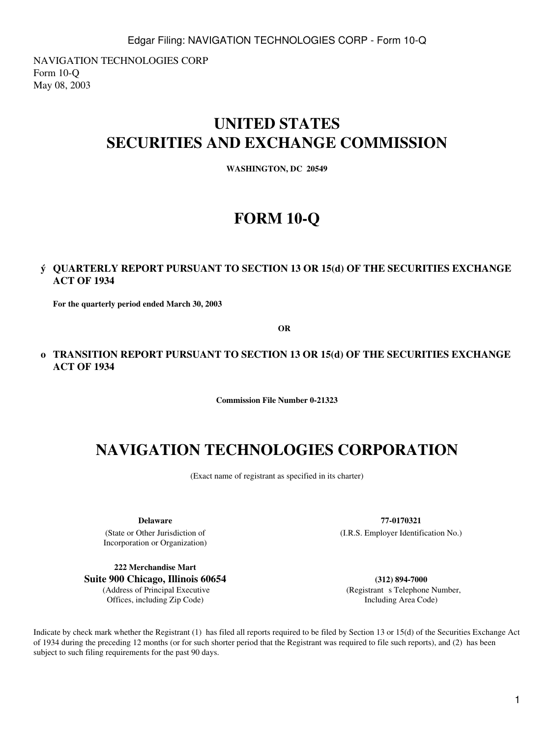NAVIGATION TECHNOLOGIES CORP
Form 10-Q
May 08, 2003

# UNITED STATES
# SECURITIES AND EXCHANGE COMMISSION

**WASHINGTON, DC 20549**

# FORM 10-Q

ý **QUARTERLY REPORT PURSUANT TO SECTION 13 OR 15(d) OF THE SECURITIES EXCHANGE ACT OF 1934**

**For the quarterly period ended March 30, 2003**

**OR**

o **TRANSITION REPORT PURSUANT TO SECTION 13 OR 15(d) OF THE SECURITIES EXCHANGE ACT OF 1934**

**Commission File Number 0-21323**

# NAVIGATION TECHNOLOGIES CORPORATION

(Exact name of registrant as specified in its charter)

| | |
|---|---|
| **Delaware** | **77-0170321** |
| (State or Other Jurisdiction of Incorporation or Organization) | (I.R.S. Employer Identification No.) |
| **222 Merchandise Mart** **Suite 900 Chicago, Illinois 60654** | **(312) 894-7000** |
| (Address of Principal Executive Offices, including Zip Code) | (Registrant s Telephone Number, Including Area Code) |

Indicate by check mark whether the Registrant (1) has filed all reports required to be filed by Section 13 or 15(d) of the Securities Exchange Act of 1934 during the preceding 12 months (or for such shorter period that the Registrant was required to file such reports), and (2) has been subject to such filing requirements for the past 90 days.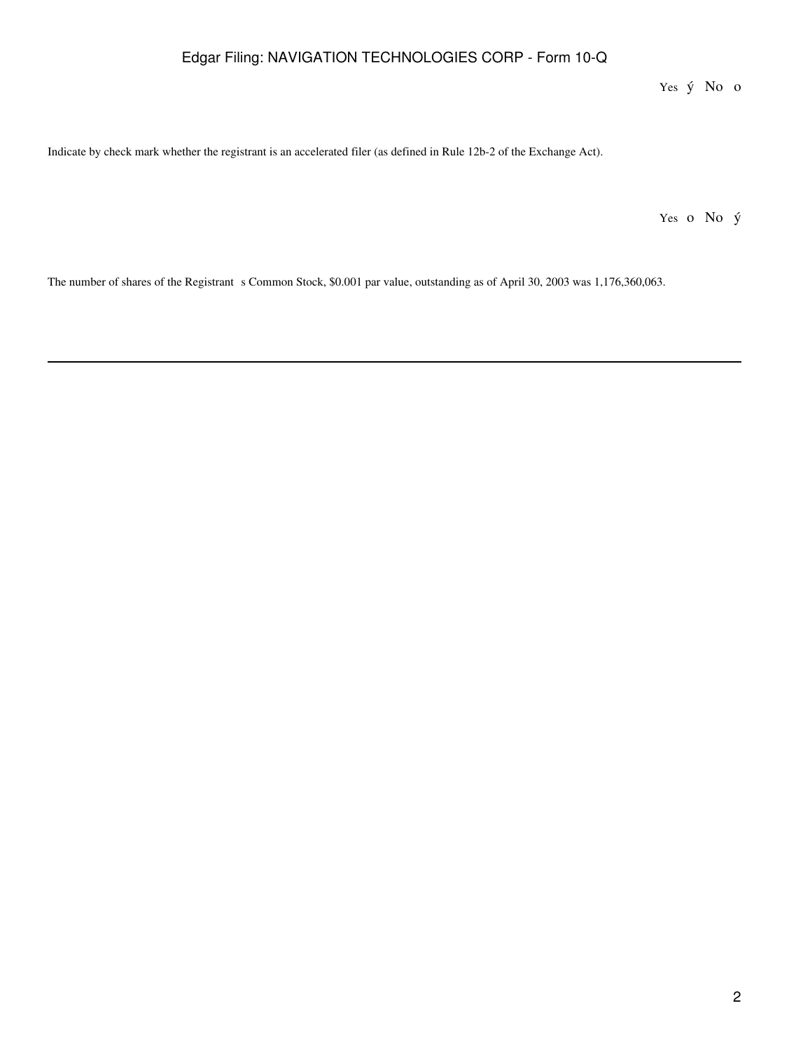Yes ý No o

Indicate by check mark whether the registrant is an accelerated filer (as defined in Rule 12b-2 of the Exchange Act).

Yes o No ý

The number of shares of the Registrant s Common Stock, $0.001 par value, outstanding as of April 30, 2003 was 1,176,360,063.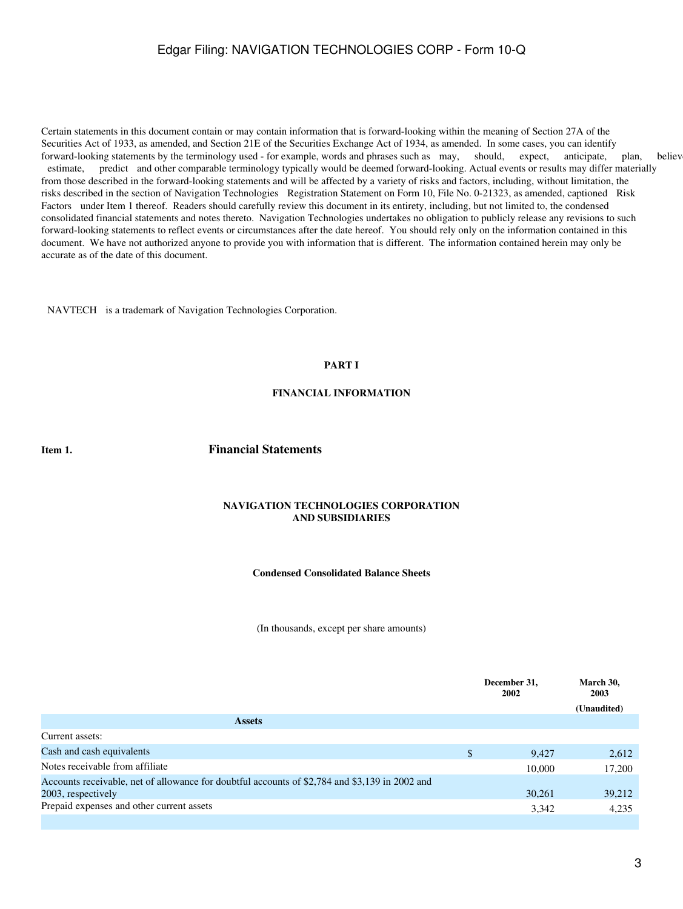Certain statements in this document contain or may contain information that is forward-looking within the meaning of Section 27A of the Securities Act of 1933, as amended, and Section 21E of the Securities Exchange Act of 1934, as amended. In some cases, you can identify forward-looking statements by the terminology used - for example, words and phrases such as may, should, expect, anticipate, plan, believe, estimate, predict and other comparable terminology typically would be deemed forward-looking. Actual events or results may differ materially from those described in the forward-looking statements and will be affected by a variety of risks and factors, including, without limitation, the risks described in the section of Navigation Technologies Registration Statement on Form 10, File No. 0-21323, as amended, captioned Risk Factors under Item 1 thereof. Readers should carefully review this document in its entirety, including, but not limited to, the condensed consolidated financial statements and notes thereto. Navigation Technologies undertakes no obligation to publicly release any revisions to such forward-looking statements to reflect events or circumstances after the date hereof. You should rely only on the information contained in this document. We have not authorized anyone to provide you with information that is different. The information contained herein may only be accurate as of the date of this document.

NAVTECH is a trademark of Navigation Technologies Corporation.

# PART I

# FINANCIAL INFORMATION

## Item 1. Financial Statements

### NAVIGATION TECHNOLOGIES CORPORATION AND SUBSIDIARIES

### Condensed Consolidated Balance Sheets

(In thousands, except per share amounts)

| | December 31, 2002 | March 30, 2003 (Unaudited) |
|---|---|---|
| **Assets** | | |
| Current assets: | | |
| Cash and cash equivalents | $ 9,427 | 2,612 |
| Notes receivable from affiliate | 10,000 | 17,200 |
| Accounts receivable, net of allowance for doubtful accounts of $2,784 and $3,139 in 2002 and 2003, respectively | 30,261 | 39,212 |
| Prepaid expenses and other current assets | 3,342 | 4,235 |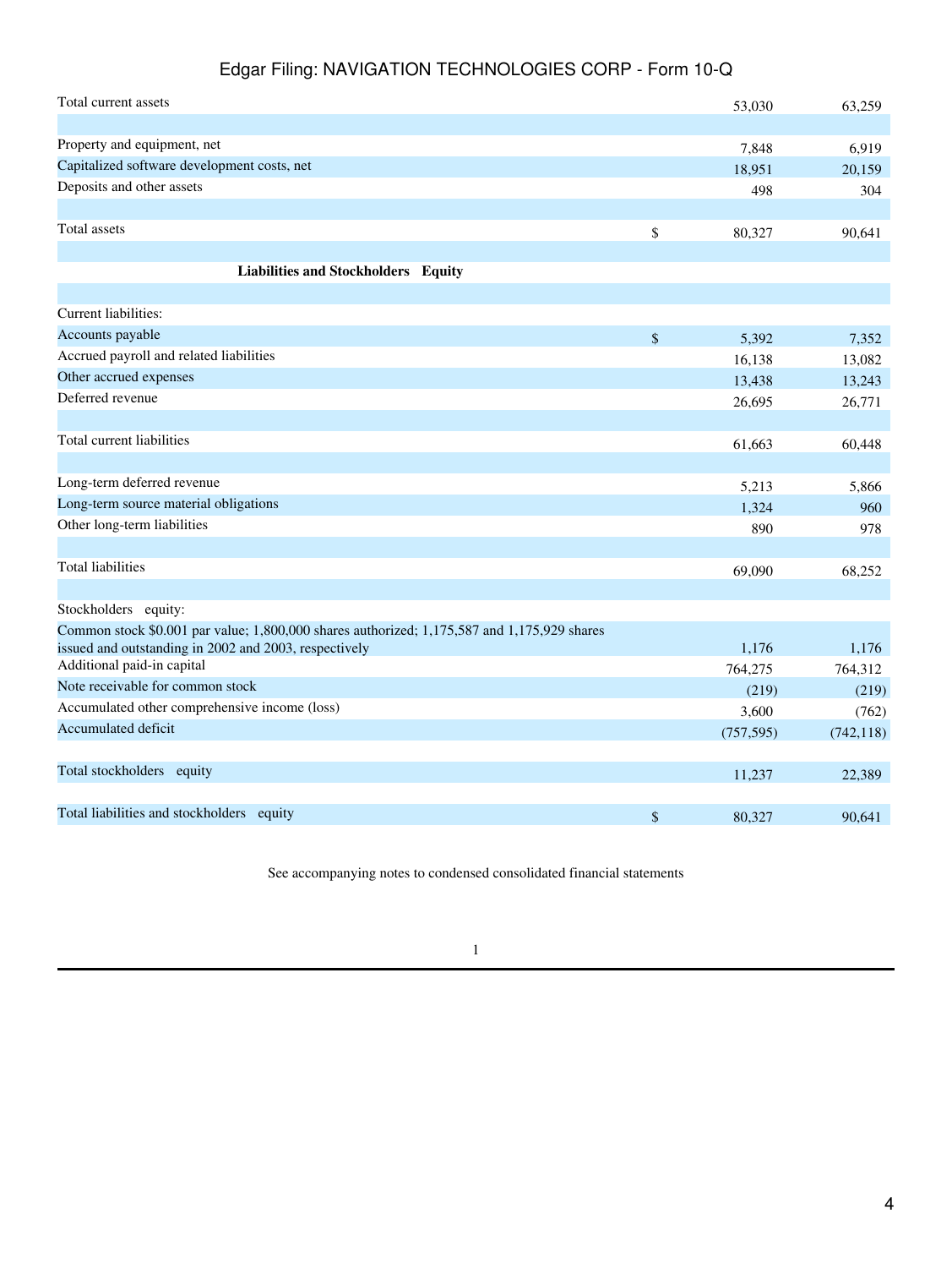| | | | |
|---|---|---|---|
| Total current assets | | 53,030 | 63,259 |
| | | | |
| Property and equipment, net | | 7,848 | 6,919 |
| Capitalized software development costs, net | | 18,951 | 20,159 |
| Deposits and other assets | | 498 | 304 |
| | | | |
| Total assets | $ | 80,327 | 90,641 |
| | | | |
| **Liabilities and Stockholders Equity** | | | |
| | | | |
| Current liabilities: | | | |
| Accounts payable | $ | 5,392 | 7,352 |
| Accrued payroll and related liabilities | | 16,138 | 13,082 |
| Other accrued expenses | | 13,438 | 13,243 |
| Deferred revenue | | 26,695 | 26,771 |
| | | | |
| Total current liabilities | | 61,663 | 60,448 |
| | | | |
| Long-term deferred revenue | | 5,213 | 5,866 |
| Long-term source material obligations | | 1,324 | 960 |
| Other long-term liabilities | | 890 | 978 |
| | | | |
| Total liabilities | | 69,090 | 68,252 |
| | | | |
| Stockholders equity: | | | |
| Common stock $0.001 par value; 1,800,000 shares authorized; 1,175,587 and 1,175,929 shares issued and outstanding in 2002 and 2003, respectively | | 1,176 | 1,176 |
| Additional paid-in capital | | 764,275 | 764,312 |
| Note receivable for common stock | | (219) | (219) |
| Accumulated other comprehensive income (loss) | | 3,600 | (762) |
| Accumulated deficit | | (757,595) | (742,118) |
| | | | |
| Total stockholders equity | | 11,237 | 22,389 |
| | | | |
| Total liabilities and stockholders equity | $ | 80,327 | 90,641 |

See accompanying notes to condensed consolidated financial statements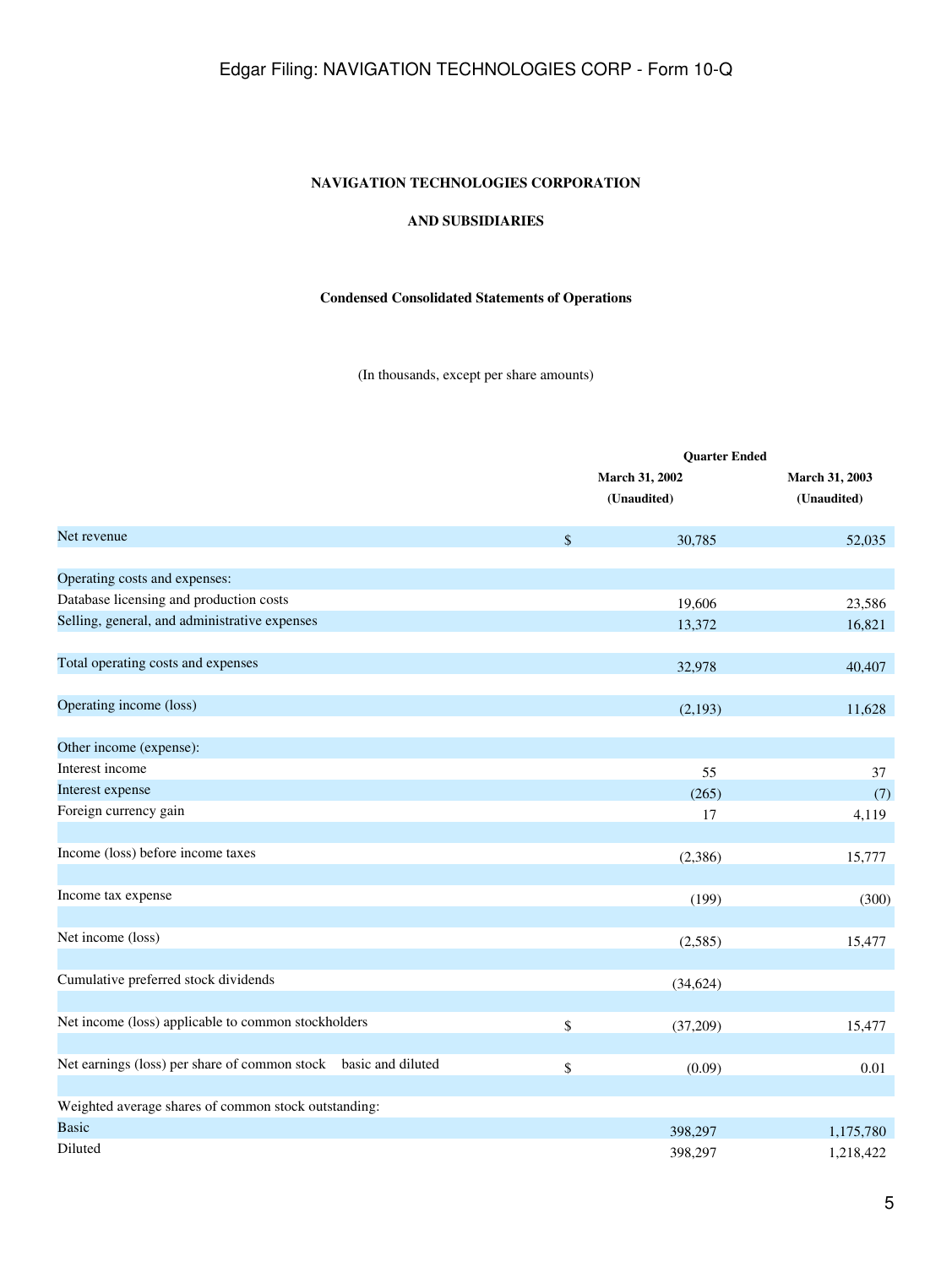**NAVIGATION TECHNOLOGIES CORPORATION**

**AND SUBSIDIARIES**

**Condensed Consolidated Statements of Operations**

(In thousands, except per share amounts)

| | | Quarter Ended | |
|---|---|---|---|
| | | March 31, 2002 (Unaudited) | March 31, 2003 (Unaudited) |
| Net revenue | $ | 30,785 | 52,035 |
| Operating costs and expenses: | | | |
| Database licensing and production costs | | 19,606 | 23,586 |
| Selling, general, and administrative expenses | | 13,372 | 16,821 |
| Total operating costs and expenses | | 32,978 | 40,407 |
| Operating income (loss) | | (2,193) | 11,628 |
| Other income (expense): | | | |
| Interest income | | 55 | 37 |
| Interest expense | | (265) | (7) |
| Foreign currency gain | | 17 | 4,119 |
| Income (loss) before income taxes | | (2,386) | 15,777 |
| Income tax expense | | (199) | (300) |
| Net income (loss) | | (2,585) | 15,477 |
| Cumulative preferred stock dividends | | (34,624) | |
| Net income (loss) applicable to common stockholders | $ | (37,209) | 15,477 |
| Net earnings (loss) per share of common stock basic and diluted | $ | (0.09) | 0.01 |
| Weighted average shares of common stock outstanding: | | | |
| Basic | | 398,297 | 1,175,780 |
| Diluted | | 398,297 | 1,218,422 |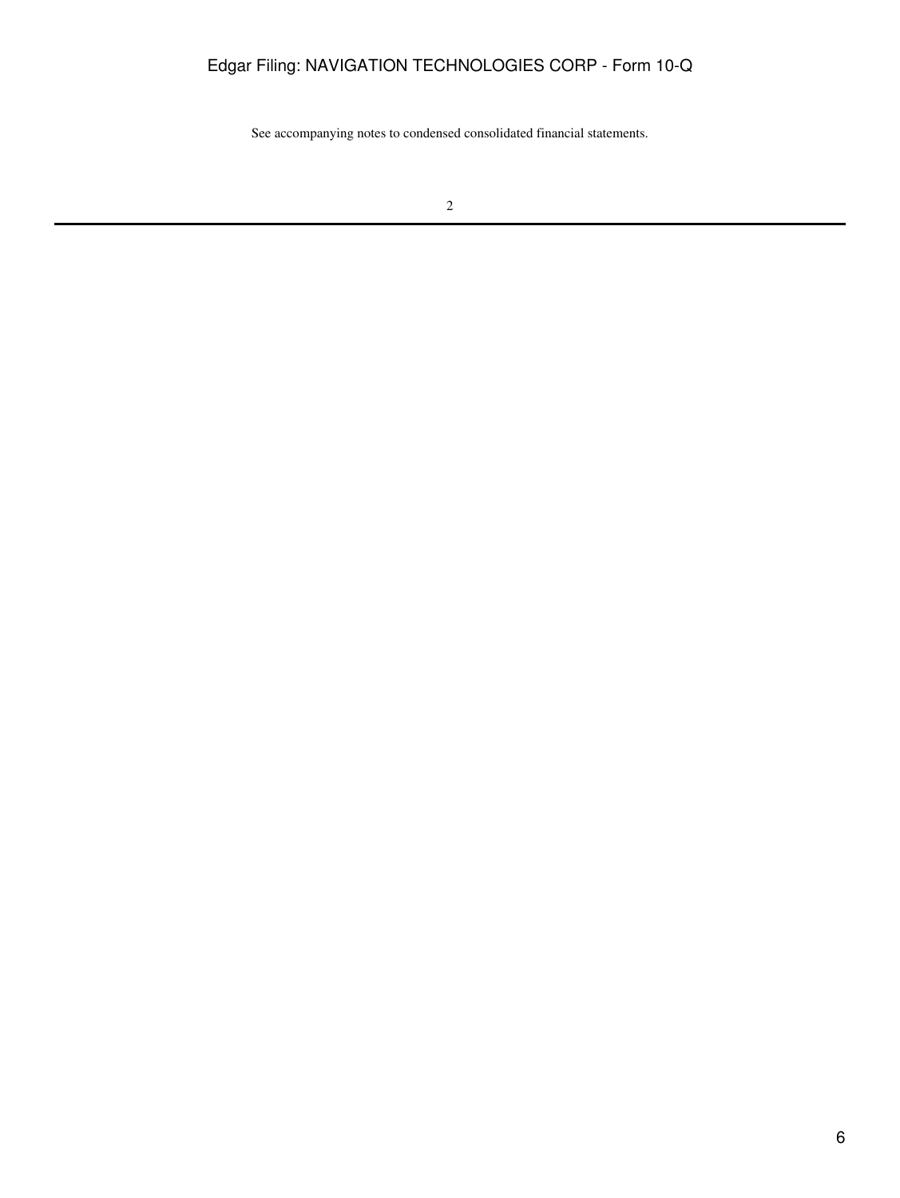See accompanying notes to condensed consolidated financial statements.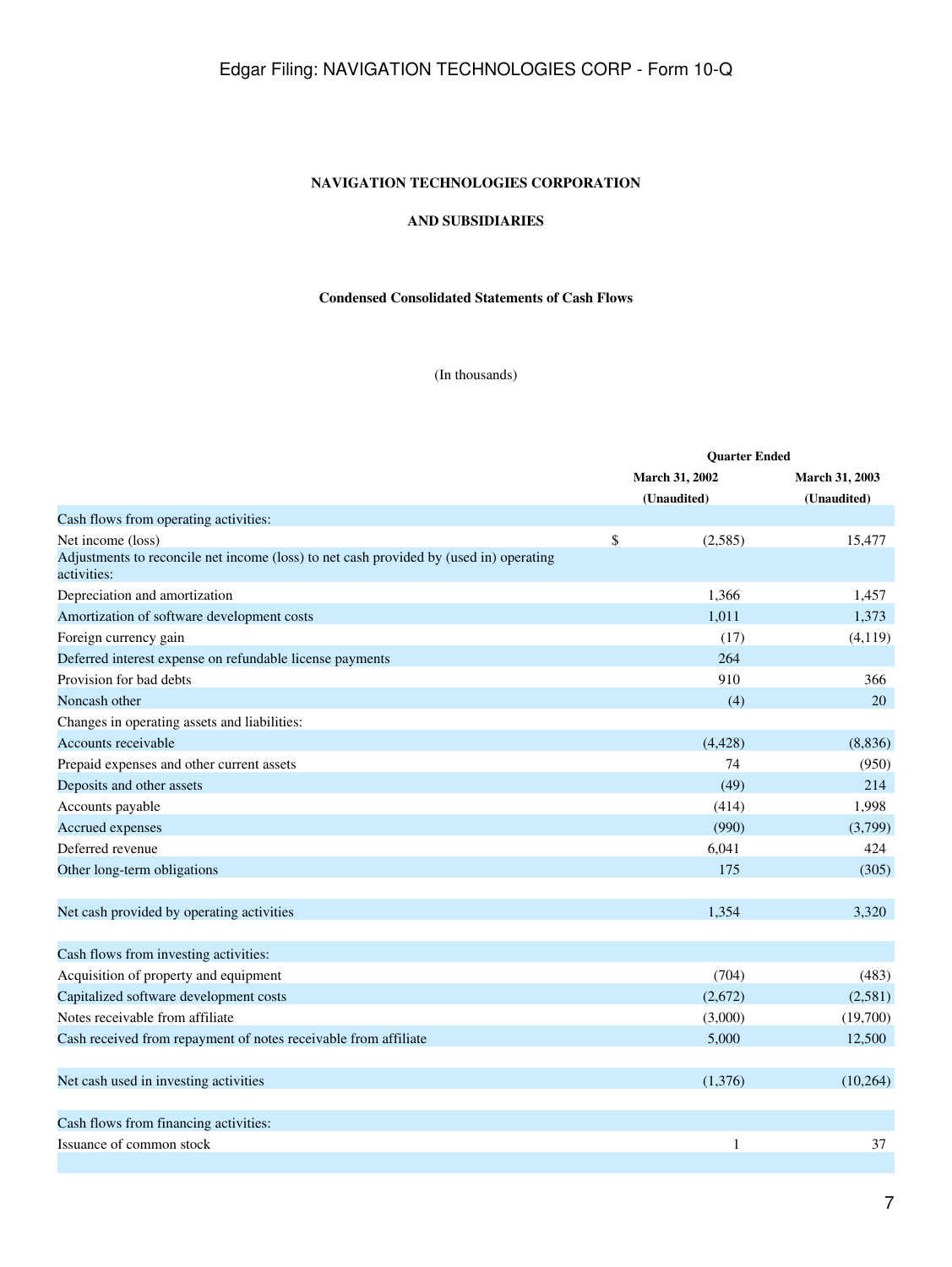**NAVIGATION TECHNOLOGIES CORPORATION**

**AND SUBSIDIARIES**

**Condensed Consolidated Statements of Cash Flows**

(In thousands)

| | Quarter Ended | |
|---|---|---|
| | March 31, 2002 (Unaudited) | March 31, 2003 (Unaudited) |
| Cash flows from operating activities: | | |
| Net income (loss) | $ (2,585) | 15,477 |
| Adjustments to reconcile net income (loss) to net cash provided by (used in) operating activities: | | |
| Depreciation and amortization | 1,366 | 1,457 |
| Amortization of software development costs | 1,011 | 1,373 |
| Foreign currency gain | (17) | (4,119) |
| Deferred interest expense on refundable license payments | 264 | |
| Provision for bad debts | 910 | 366 |
| Noncash other | (4) | 20 |
| Changes in operating assets and liabilities: | | |
| Accounts receivable | (4,428) | (8,836) |
| Prepaid expenses and other current assets | 74 | (950) |
| Deposits and other assets | (49) | 214 |
| Accounts payable | (414) | 1,998 |
| Accrued expenses | (990) | (3,799) |
| Deferred revenue | 6,041 | 424 |
| Other long-term obligations | 175 | (305) |
| Net cash provided by operating activities | 1,354 | 3,320 |
| Cash flows from investing activities: | | |
| Acquisition of property and equipment | (704) | (483) |
| Capitalized software development costs | (2,672) | (2,581) |
| Notes receivable from affiliate | (3,000) | (19,700) |
| Cash received from repayment of notes receivable from affiliate | 5,000 | 12,500 |
| Net cash used in investing activities | (1,376) | (10,264) |
| Cash flows from financing activities: | | |
| Issuance of common stock | 1 | 37 |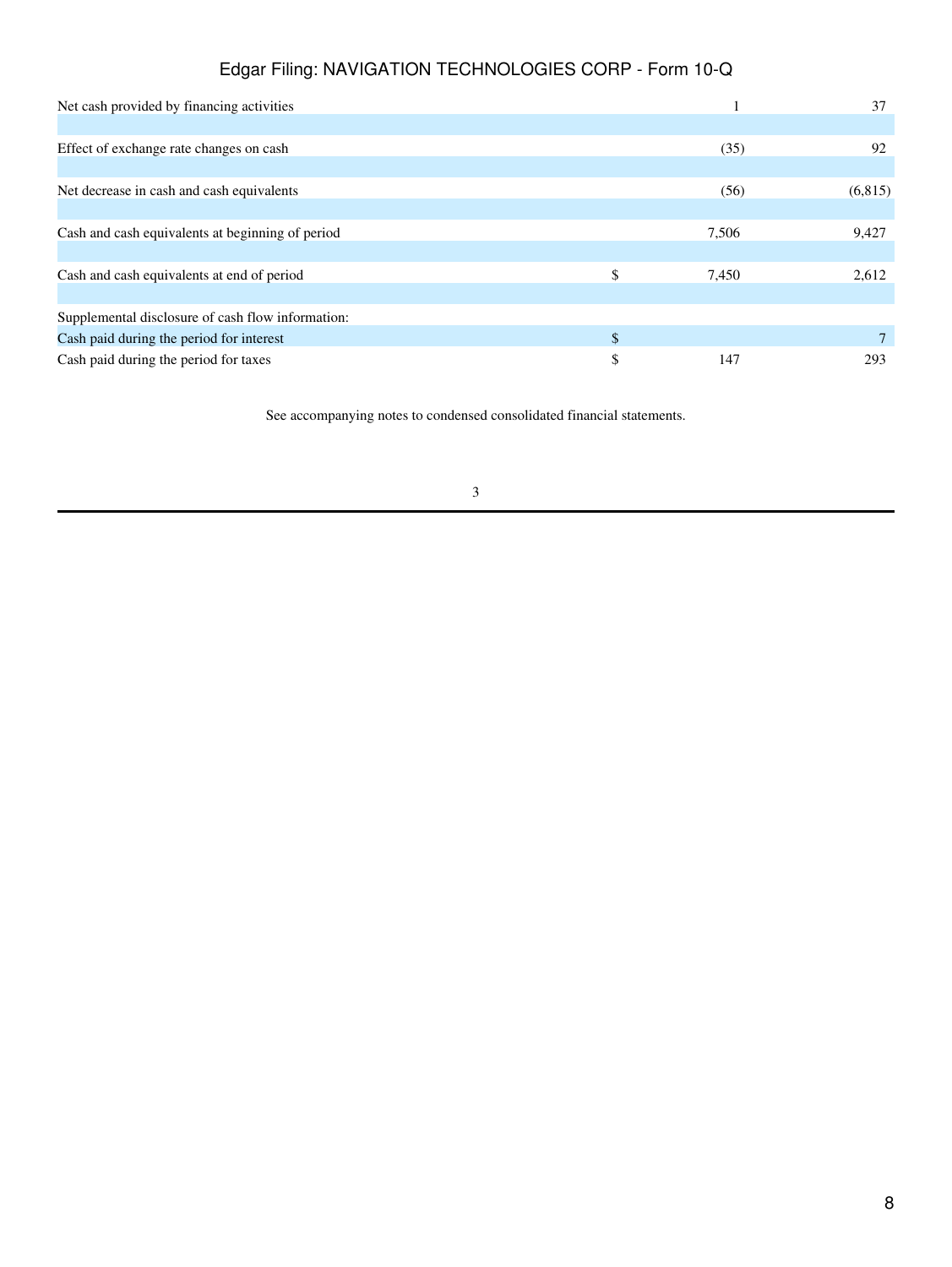| | | |
|---|---|---|
| Net cash provided by financing activities | 1 | 37 |
| Effect of exchange rate changes on cash | (35) | 92 |
| Net decrease in cash and cash equivalents | (56) | (6,815) |
| Cash and cash equivalents at beginning of period | 7,506 | 9,427 |
| Cash and cash equivalents at end of period | $ 7,450 | 2,612 |
| Supplemental disclosure of cash flow information: | | |
| Cash paid during the period for interest | $ | 7 |
| Cash paid during the period for taxes | $ 147 | 293 |

See accompanying notes to condensed consolidated financial statements.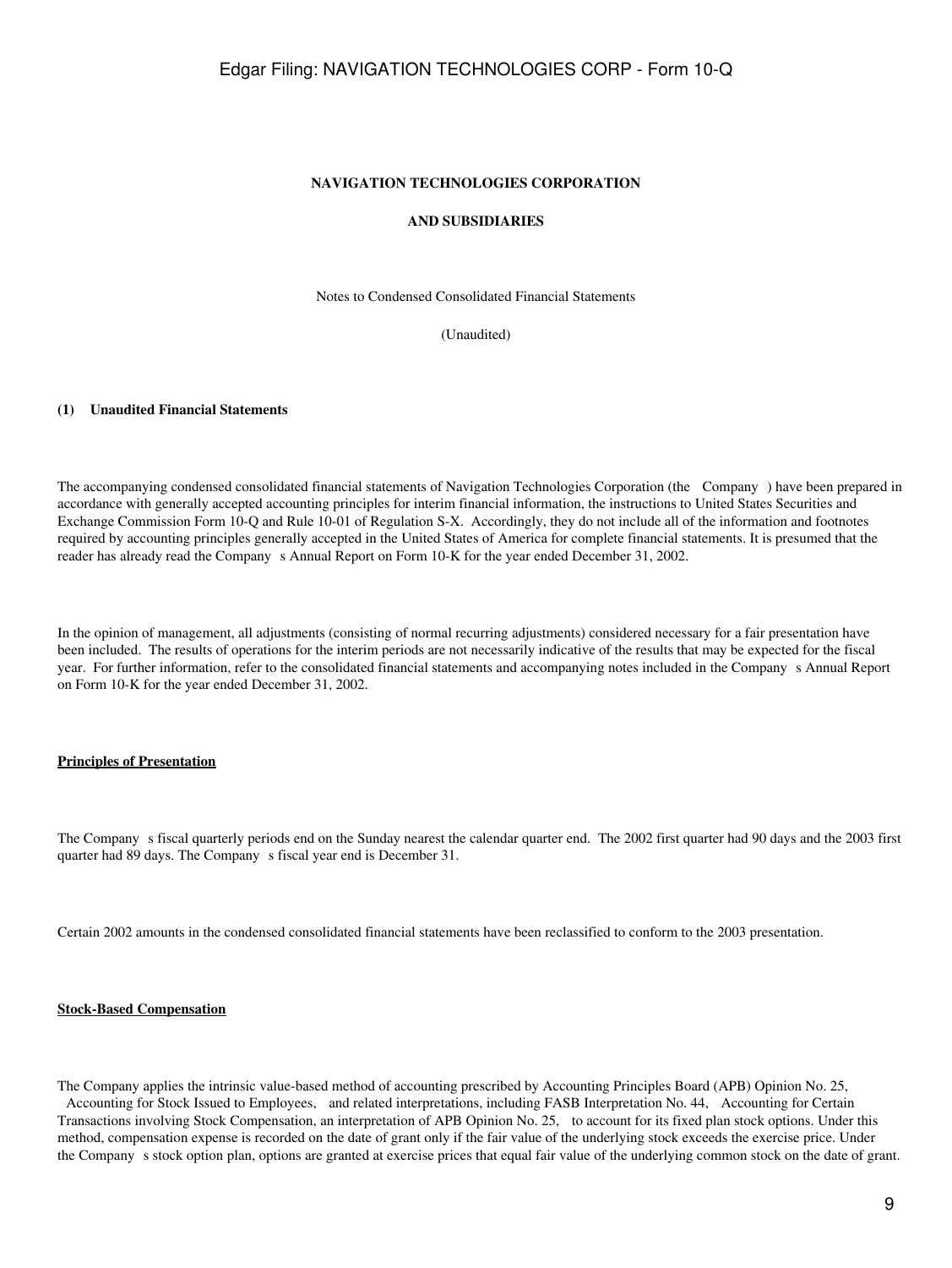**NAVIGATION TECHNOLOGIES CORPORATION**

**AND SUBSIDIARIES**

Notes to Condensed Consolidated Financial Statements

(Unaudited)

**(1) Unaudited Financial Statements**

The accompanying condensed consolidated financial statements of Navigation Technologies Corporation (the Company ) have been prepared in accordance with generally accepted accounting principles for interim financial information, the instructions to United States Securities and Exchange Commission Form 10-Q and Rule 10-01 of Regulation S-X. Accordingly, they do not include all of the information and footnotes required by accounting principles generally accepted in the United States of America for complete financial statements. It is presumed that the reader has already read the Company s Annual Report on Form 10-K for the year ended December 31, 2002.

In the opinion of management, all adjustments (consisting of normal recurring adjustments) considered necessary for a fair presentation have been included. The results of operations for the interim periods are not necessarily indicative of the results that may be expected for the fiscal year. For further information, refer to the consolidated financial statements and accompanying notes included in the Company s Annual Report on Form 10-K for the year ended December 31, 2002.

**Principles of Presentation**

The Company s fiscal quarterly periods end on the Sunday nearest the calendar quarter end. The 2002 first quarter had 90 days and the 2003 first quarter had 89 days. The Company s fiscal year end is December 31.

Certain 2002 amounts in the condensed consolidated financial statements have been reclassified to conform to the 2003 presentation.

**Stock-Based Compensation**

The Company applies the intrinsic value-based method of accounting prescribed by Accounting Principles Board (APB) Opinion No. 25, Accounting for Stock Issued to Employees, and related interpretations, including FASB Interpretation No. 44, Accounting for Certain Transactions involving Stock Compensation, an interpretation of APB Opinion No. 25, to account for its fixed plan stock options. Under this method, compensation expense is recorded on the date of grant only if the fair value of the underlying stock exceeds the exercise price. Under the Company s stock option plan, options are granted at exercise prices that equal fair value of the underlying common stock on the date of grant.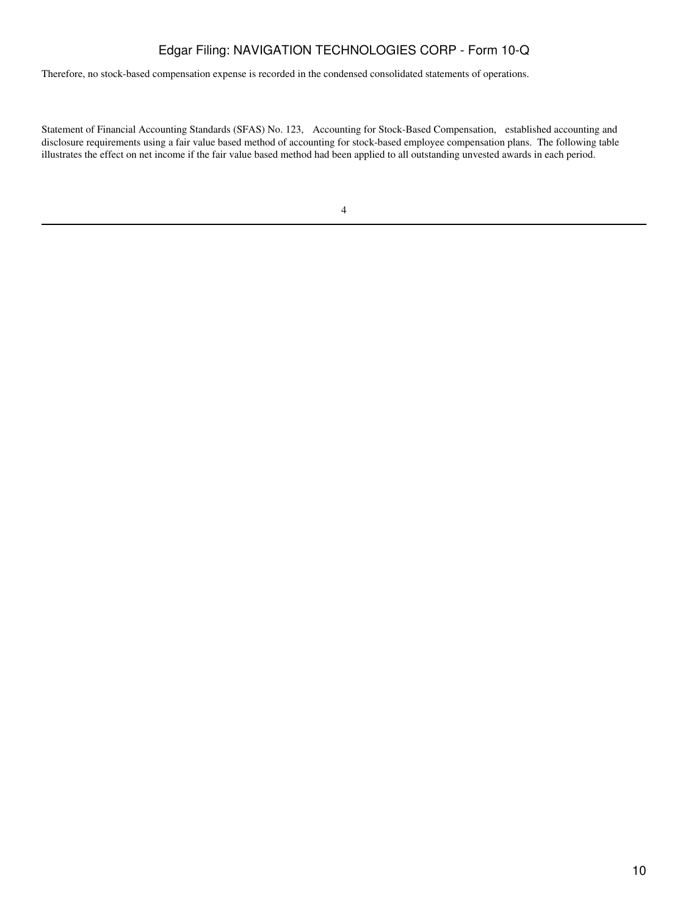Therefore, no stock-based compensation expense is recorded in the condensed consolidated statements of operations.

Statement of Financial Accounting Standards (SFAS) No. 123, Accounting for Stock-Based Compensation, established accounting and disclosure requirements using a fair value based method of accounting for stock-based employee compensation plans. The following table illustrates the effect on net income if the fair value based method had been applied to all outstanding unvested awards in each period.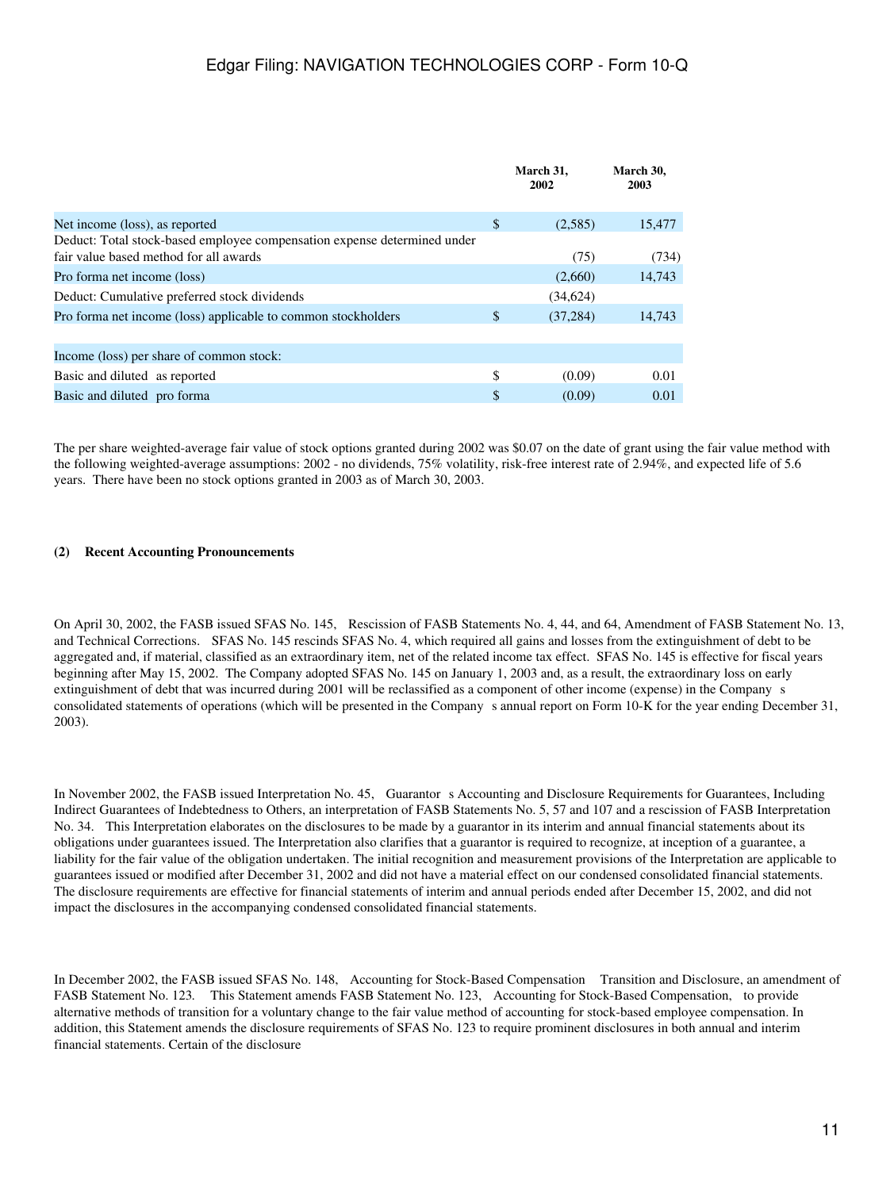| | | March 31, 2002 | March 30, 2003 |
|---|---|---|---|
| Net income (loss), as reported | $ | (2,585) | 15,477 |
| Deduct: Total stock-based employee compensation expense determined under fair value based method for all awards | | (75) | (734) |
| Pro forma net income (loss) | | (2,660) | 14,743 |
| Deduct: Cumulative preferred stock dividends | | (34,624) | |
| Pro forma net income (loss) applicable to common stockholders | $ | (37,284) | 14,743 |
| | | | |
| Income (loss) per share of common stock: | | | |
| Basic and diluted as reported | $ | (0.09) | 0.01 |
| Basic and diluted pro forma | $ | (0.09) | 0.01 |

The per share weighted-average fair value of stock options granted during 2002 was $0.07 on the date of grant using the fair value method with the following weighted-average assumptions: 2002 - no dividends, 75% volatility, risk-free interest rate of 2.94%, and expected life of 5.6 years. There have been no stock options granted in 2003 as of March 30, 2003.

**(2) Recent Accounting Pronouncements**

On April 30, 2002, the FASB issued SFAS No. 145, Rescission of FASB Statements No. 4, 44, and 64, Amendment of FASB Statement No. 13, and Technical Corrections. SFAS No. 145 rescinds SFAS No. 4, which required all gains and losses from the extinguishment of debt to be aggregated and, if material, classified as an extraordinary item, net of the related income tax effect. SFAS No. 145 is effective for fiscal years beginning after May 15, 2002. The Company adopted SFAS No. 145 on January 1, 2003 and, as a result, the extraordinary loss on early extinguishment of debt that was incurred during 2001 will be reclassified as a component of other income (expense) in the Company s consolidated statements of operations (which will be presented in the Company s annual report on Form 10-K for the year ending December 31, 2003).

In November 2002, the FASB issued Interpretation No. 45, Guarantor s Accounting and Disclosure Requirements for Guarantees, Including Indirect Guarantees of Indebtedness to Others, an interpretation of FASB Statements No. 5, 57 and 107 and a rescission of FASB Interpretation No. 34. This Interpretation elaborates on the disclosures to be made by a guarantor in its interim and annual financial statements about its obligations under guarantees issued. The Interpretation also clarifies that a guarantor is required to recognize, at inception of a guarantee, a liability for the fair value of the obligation undertaken. The initial recognition and measurement provisions of the Interpretation are applicable to guarantees issued or modified after December 31, 2002 and did not have a material effect on our condensed consolidated financial statements. The disclosure requirements are effective for financial statements of interim and annual periods ended after December 15, 2002, and did not impact the disclosures in the accompanying condensed consolidated financial statements.

In December 2002, the FASB issued SFAS No. 148, Accounting for Stock-Based Compensation Transition and Disclosure, an amendment of FASB Statement No. 123. This Statement amends FASB Statement No. 123, Accounting for Stock-Based Compensation, to provide alternative methods of transition for a voluntary change to the fair value method of accounting for stock-based employee compensation. In addition, this Statement amends the disclosure requirements of SFAS No. 123 to require prominent disclosures in both annual and interim financial statements. Certain of the disclosure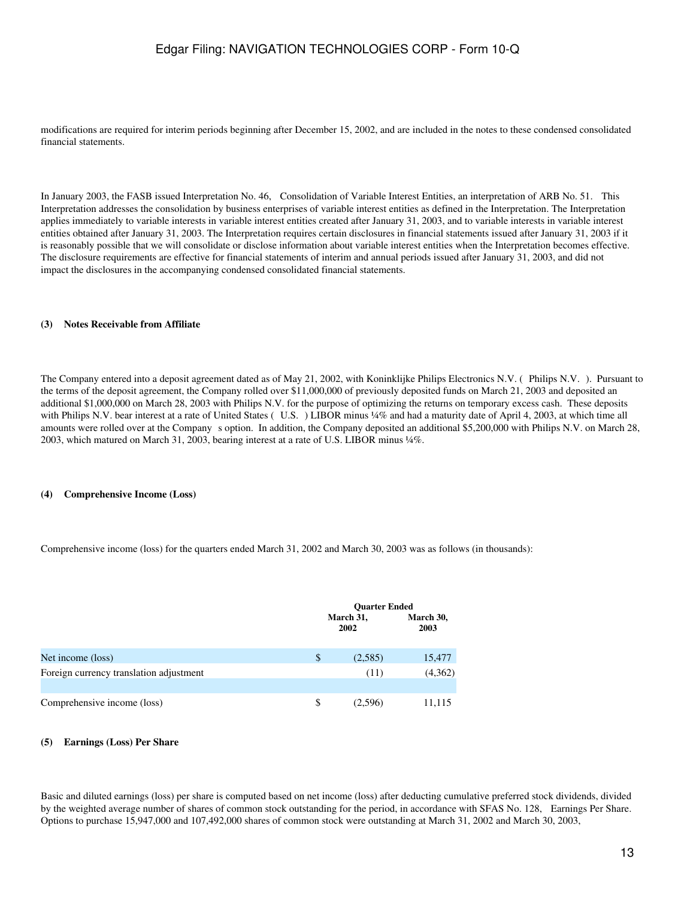modifications are required for interim periods beginning after December 15, 2002, and are included in the notes to these condensed consolidated financial statements.

In January 2003, the FASB issued Interpretation No. 46, Consolidation of Variable Interest Entities, an interpretation of ARB No. 51. This Interpretation addresses the consolidation by business enterprises of variable interest entities as defined in the Interpretation. The Interpretation applies immediately to variable interests in variable interest entities created after January 31, 2003, and to variable interests in variable interest entities obtained after January 31, 2003. The Interpretation requires certain disclosures in financial statements issued after January 31, 2003 if it is reasonably possible that we will consolidate or disclose information about variable interest entities when the Interpretation becomes effective. The disclosure requirements are effective for financial statements of interim and annual periods issued after January 31, 2003, and did not impact the disclosures in the accompanying condensed consolidated financial statements.

**(3) Notes Receivable from Affiliate**

The Company entered into a deposit agreement dated as of May 21, 2002, with Koninklijke Philips Electronics N.V. ( Philips N.V. ). Pursuant to the terms of the deposit agreement, the Company rolled over $11,000,000 of previously deposited funds on March 21, 2003 and deposited an additional $1,000,000 on March 28, 2003 with Philips N.V. for the purpose of optimizing the returns on temporary excess cash. These deposits with Philips N.V. bear interest at a rate of United States ( U.S. ) LIBOR minus ¼% and had a maturity date of April 4, 2003, at which time all amounts were rolled over at the Company s option. In addition, the Company deposited an additional $5,200,000 with Philips N.V. on March 28, 2003, which matured on March 31, 2003, bearing interest at a rate of U.S. LIBOR minus ¼%.

**(4) Comprehensive Income (Loss)**

Comprehensive income (loss) for the quarters ended March 31, 2002 and March 30, 2003 was as follows (in thousands):

| | Quarter Ended | |
|---|---|---|
| | **March 31, 2002** | **March 30, 2003** |
| Net income (loss) | $ (2,585) | 15,477 |
| Foreign currency translation adjustment | (11) | (4,362) |
| Comprehensive income (loss) | $ (2,596) | 11,115 |

**(5) Earnings (Loss) Per Share**

Basic and diluted earnings (loss) per share is computed based on net income (loss) after deducting cumulative preferred stock dividends, divided by the weighted average number of shares of common stock outstanding for the period, in accordance with SFAS No. 128, Earnings Per Share. Options to purchase 15,947,000 and 107,492,000 shares of common stock were outstanding at March 31, 2002 and March 30, 2003,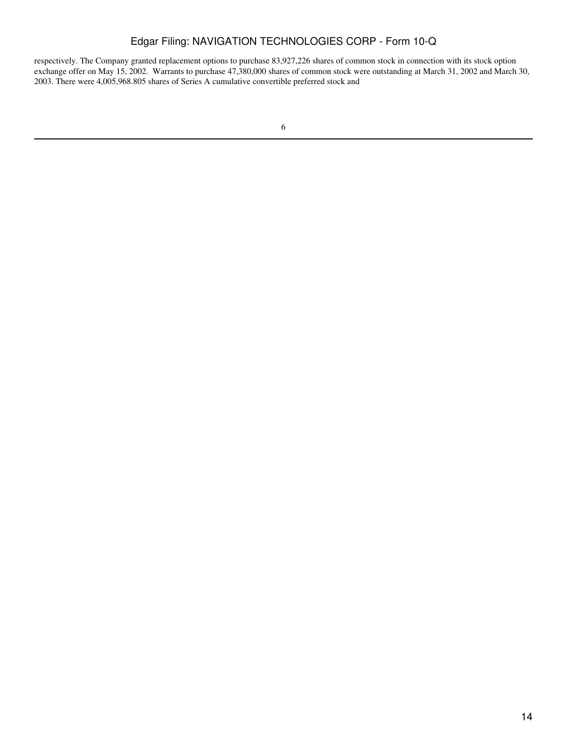respectively. The Company granted replacement options to purchase 83,927,226 shares of common stock in connection with its stock option exchange offer on May 15, 2002. Warrants to purchase 47,380,000 shares of common stock were outstanding at March 31, 2002 and March 30, 2003. There were 4,005,968.805 shares of Series A cumulative convertible preferred stock and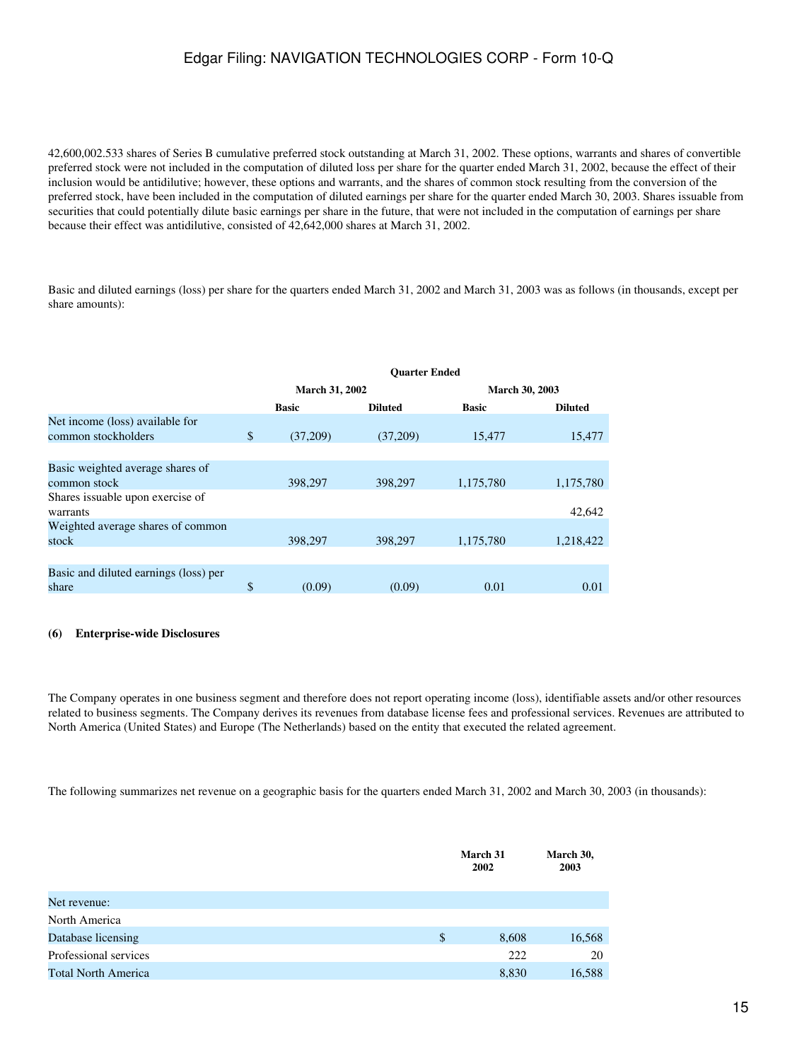42,600,002.533 shares of Series B cumulative preferred stock outstanding at March 31, 2002. These options, warrants and shares of convertible preferred stock were not included in the computation of diluted loss per share for the quarter ended March 31, 2002, because the effect of their inclusion would be antidilutive; however, these options and warrants, and the shares of common stock resulting from the conversion of the preferred stock, have been included in the computation of diluted earnings per share for the quarter ended March 30, 2003. Shares issuable from securities that could potentially dilute basic earnings per share in the future, that were not included in the computation of earnings per share because their effect was antidilutive, consisted of 42,642,000 shares at March 31, 2002.

Basic and diluted earnings (loss) per share for the quarters ended March 31, 2002 and March 31, 2003 was as follows (in thousands, except per share amounts):

| | Quarter Ended | | | |
|---|---|---|---|---|
| | March 31, 2002 | | March 30, 2003 | |
| | Basic | Diluted | Basic | Diluted |
| Net income (loss) available for common stockholders | $ (37,209) | (37,209) | 15,477 | 15,477 |
| Basic weighted average shares of common stock | 398,297 | 398,297 | 1,175,780 | 1,175,780 |
| Shares issuable upon exercise of warrants | | | | 42,642 |
| Weighted average shares of common stock | 398,297 | 398,297 | 1,175,780 | 1,218,422 |
| Basic and diluted earnings (loss) per share | $ (0.09) | (0.09) | 0.01 | 0.01 |

**(6) Enterprise-wide Disclosures**

The Company operates in one business segment and therefore does not report operating income (loss), identifiable assets and/or other resources related to business segments. The Company derives its revenues from database license fees and professional services. Revenues are attributed to North America (United States) and Europe (The Netherlands) based on the entity that executed the related agreement.

The following summarizes net revenue on a geographic basis for the quarters ended March 31, 2002 and March 30, 2003 (in thousands):

| | March 31 2002 | March 30, 2003 |
|---|---|---|
| Net revenue: | | |
| North America | | |
| Database licensing | $ 8,608 | 16,568 |
| Professional services | 222 | 20 |
| Total North America | 8,830 | 16,588 |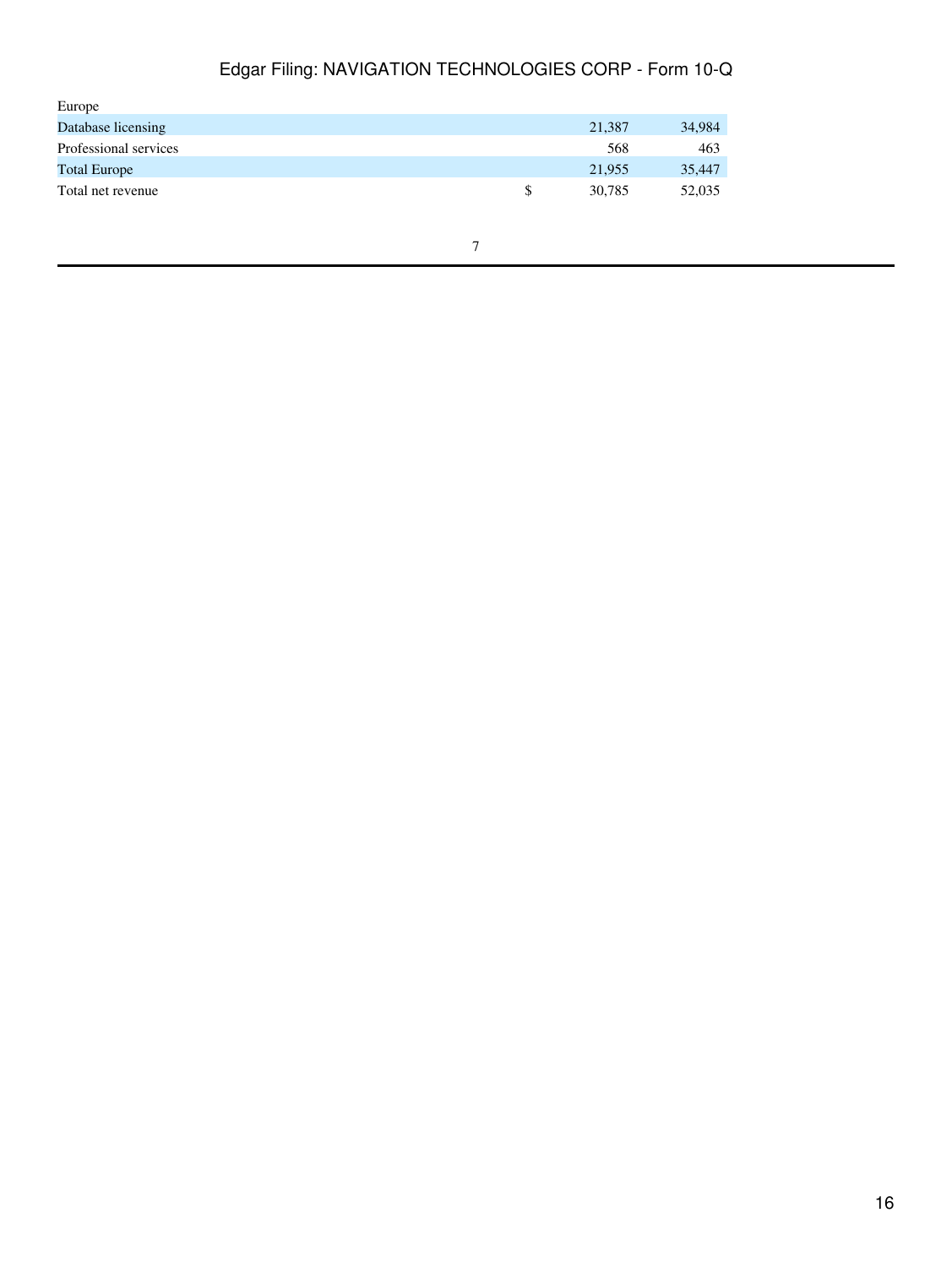| | | | |
|---|---|---|---|
| Europe | | | |
| Database licensing | | 21,387 | 34,984 |
| Professional services | | 568 | 463 |
| Total Europe | | 21,955 | 35,447 |
| Total net revenue | $ | 30,785 | 52,035 |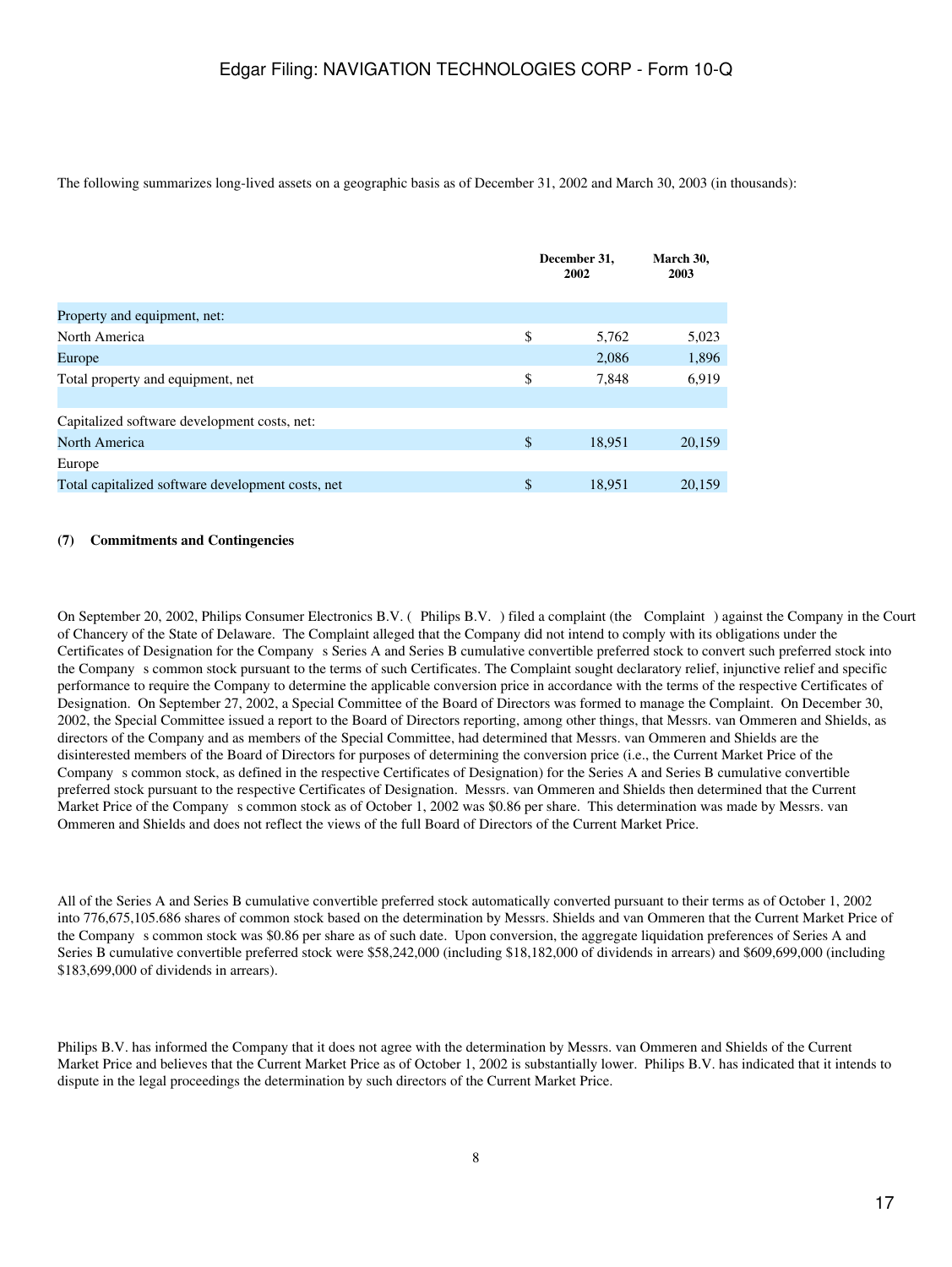The following summarizes long-lived assets on a geographic basis as of December 31, 2002 and March 30, 2003 (in thousands):

| | December 31, 2002 | March 30, 2003 |
|---|---|---|
| Property and equipment, net: | | |
| North America | $ 5,762 | 5,023 |
| Europe | 2,086 | 1,896 |
| Total property and equipment, net | $ 7,848 | 6,919 |
| | | |
| Capitalized software development costs, net: | | |
| North America | $ 18,951 | 20,159 |
| Europe | | |
| Total capitalized software development costs, net | $ 18,951 | 20,159 |

**(7) Commitments and Contingencies**

On September 20, 2002, Philips Consumer Electronics B.V. ( Philips B.V. ) filed a complaint (the Complaint ) against the Company in the Court of Chancery of the State of Delaware. The Complaint alleged that the Company did not intend to comply with its obligations under the Certificates of Designation for the Company s Series A and Series B cumulative convertible preferred stock to convert such preferred stock into the Company s common stock pursuant to the terms of such Certificates. The Complaint sought declaratory relief, injunctive relief and specific performance to require the Company to determine the applicable conversion price in accordance with the terms of the respective Certificates of Designation. On September 27, 2002, a Special Committee of the Board of Directors was formed to manage the Complaint. On December 30, 2002, the Special Committee issued a report to the Board of Directors reporting, among other things, that Messrs. van Ommeren and Shields, as directors of the Company and as members of the Special Committee, had determined that Messrs. van Ommeren and Shields are the disinterested members of the Board of Directors for purposes of determining the conversion price (i.e., the Current Market Price of the Company s common stock, as defined in the respective Certificates of Designation) for the Series A and Series B cumulative convertible preferred stock pursuant to the respective Certificates of Designation. Messrs. van Ommeren and Shields then determined that the Current Market Price of the Company s common stock as of October 1, 2002 was $0.86 per share. This determination was made by Messrs. van Ommeren and Shields and does not reflect the views of the full Board of Directors of the Current Market Price.

All of the Series A and Series B cumulative convertible preferred stock automatically converted pursuant to their terms as of October 1, 2002 into 776,675,105.686 shares of common stock based on the determination by Messrs. Shields and van Ommeren that the Current Market Price of the Company s common stock was $0.86 per share as of such date. Upon conversion, the aggregate liquidation preferences of Series A and Series B cumulative convertible preferred stock were $58,242,000 (including $18,182,000 of dividends in arrears) and $609,699,000 (including $183,699,000 of dividends in arrears).

Philips B.V. has informed the Company that it does not agree with the determination by Messrs. van Ommeren and Shields of the Current Market Price and believes that the Current Market Price as of October 1, 2002 is substantially lower. Philips B.V. has indicated that it intends to dispute in the legal proceedings the determination by such directors of the Current Market Price.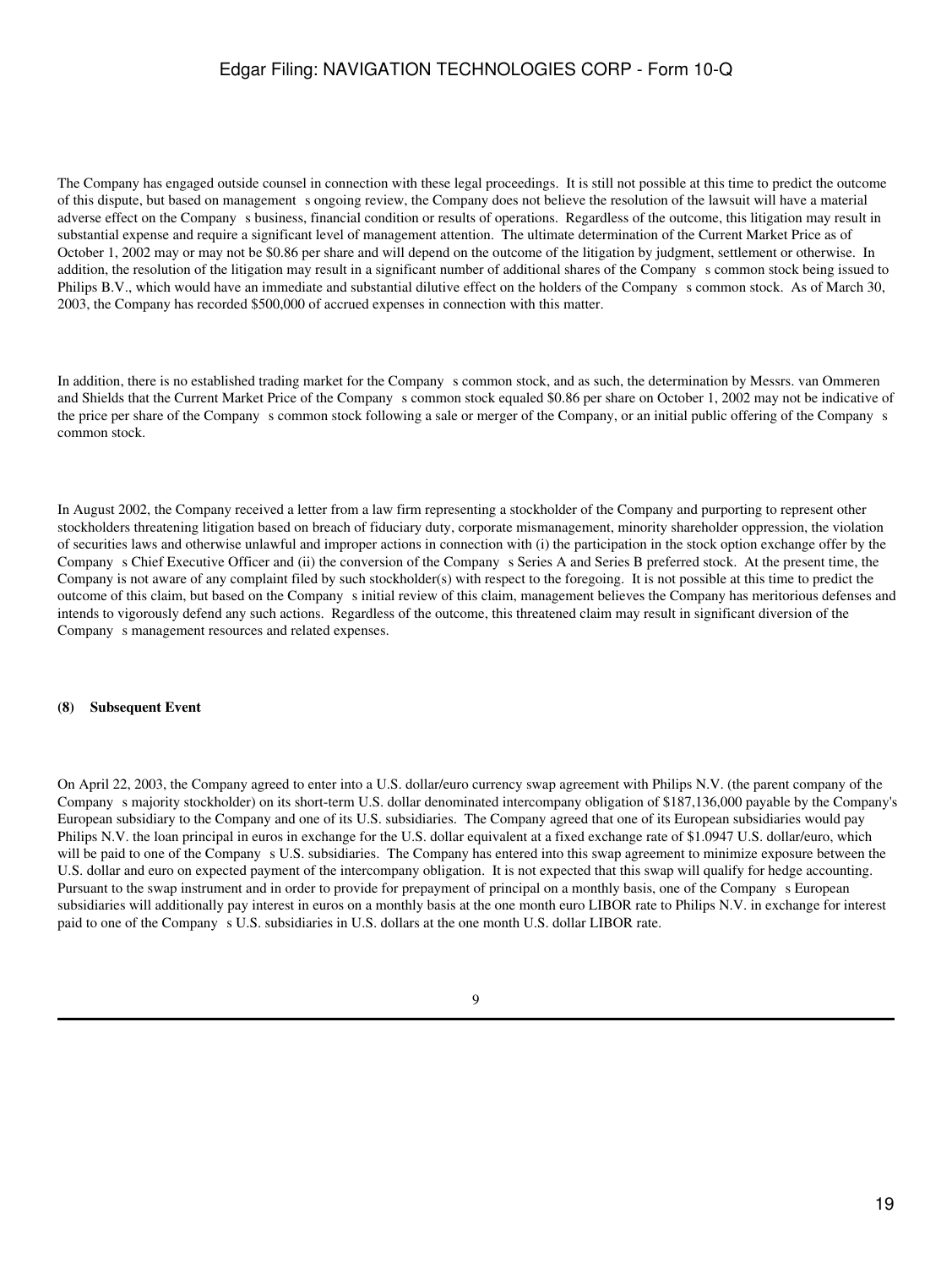The Company has engaged outside counsel in connection with these legal proceedings. It is still not possible at this time to predict the outcome of this dispute, but based on management s ongoing review, the Company does not believe the resolution of the lawsuit will have a material adverse effect on the Company s business, financial condition or results of operations. Regardless of the outcome, this litigation may result in substantial expense and require a significant level of management attention. The ultimate determination of the Current Market Price as of October 1, 2002 may or may not be $0.86 per share and will depend on the outcome of the litigation by judgment, settlement or otherwise. In addition, the resolution of the litigation may result in a significant number of additional shares of the Company s common stock being issued to Philips B.V., which would have an immediate and substantial dilutive effect on the holders of the Company s common stock. As of March 30, 2003, the Company has recorded $500,000 of accrued expenses in connection with this matter.

In addition, there is no established trading market for the Company s common stock, and as such, the determination by Messrs. van Ommeren and Shields that the Current Market Price of the Company s common stock equaled $0.86 per share on October 1, 2002 may not be indicative of the price per share of the Company s common stock following a sale or merger of the Company, or an initial public offering of the Company s common stock.

In August 2002, the Company received a letter from a law firm representing a stockholder of the Company and purporting to represent other stockholders threatening litigation based on breach of fiduciary duty, corporate mismanagement, minority shareholder oppression, the violation of securities laws and otherwise unlawful and improper actions in connection with (i) the participation in the stock option exchange offer by the Company s Chief Executive Officer and (ii) the conversion of the Company s Series A and Series B preferred stock. At the present time, the Company is not aware of any complaint filed by such stockholder(s) with respect to the foregoing. It is not possible at this time to predict the outcome of this claim, but based on the Company s initial review of this claim, management believes the Company has meritorious defenses and intends to vigorously defend any such actions. Regardless of the outcome, this threatened claim may result in significant diversion of the Company s management resources and related expenses.

**(8) Subsequent Event**

On April 22, 2003, the Company agreed to enter into a U.S. dollar/euro currency swap agreement with Philips N.V. (the parent company of the Company s majority stockholder) on its short-term U.S. dollar denominated intercompany obligation of $187,136,000 payable by the Company's European subsidiary to the Company and one of its U.S. subsidiaries. The Company agreed that one of its European subsidiaries would pay Philips N.V. the loan principal in euros in exchange for the U.S. dollar equivalent at a fixed exchange rate of $1.0947 U.S. dollar/euro, which will be paid to one of the Company s U.S. subsidiaries. The Company has entered into this swap agreement to minimize exposure between the U.S. dollar and euro on expected payment of the intercompany obligation. It is not expected that this swap will qualify for hedge accounting. Pursuant to the swap instrument and in order to provide for prepayment of principal on a monthly basis, one of the Company s European subsidiaries will additionally pay interest in euros on a monthly basis at the one month euro LIBOR rate to Philips N.V. in exchange for interest paid to one of the Company s U.S. subsidiaries in U.S. dollars at the one month U.S. dollar LIBOR rate.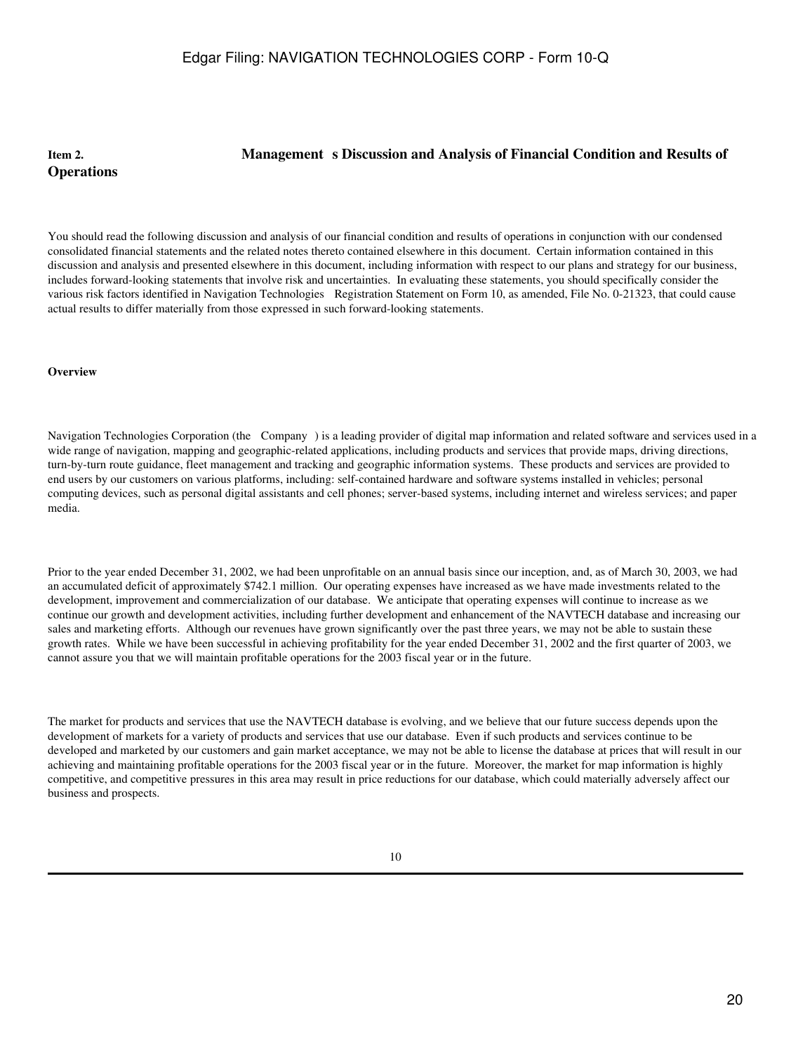## Item 2. Management's Discussion and Analysis of Financial Condition and Results of Operations

You should read the following discussion and analysis of our financial condition and results of operations in conjunction with our condensed consolidated financial statements and the related notes thereto contained elsewhere in this document. Certain information contained in this discussion and analysis and presented elsewhere in this document, including information with respect to our plans and strategy for our business, includes forward-looking statements that involve risk and uncertainties. In evaluating these statements, you should specifically consider the various risk factors identified in Navigation Technologies' Registration Statement on Form 10, as amended, File No. 0-21323, that could cause actual results to differ materially from those expressed in such forward-looking statements.

### Overview

Navigation Technologies Corporation (the "Company") is a leading provider of digital map information and related software and services used in a wide range of navigation, mapping and geographic-related applications, including products and services that provide maps, driving directions, turn-by-turn route guidance, fleet management and tracking and geographic information systems. These products and services are provided to end users by our customers on various platforms, including: self-contained hardware and software systems installed in vehicles; personal computing devices, such as personal digital assistants and cell phones; server-based systems, including internet and wireless services; and paper media.

Prior to the year ended December 31, 2002, we had been unprofitable on an annual basis since our inception, and, as of March 30, 2003, we had an accumulated deficit of approximately $742.1 million. Our operating expenses have increased as we have made investments related to the development, improvement and commercialization of our database. We anticipate that operating expenses will continue to increase as we continue our growth and development activities, including further development and enhancement of the NAVTECH database and increasing our sales and marketing efforts. Although our revenues have grown significantly over the past three years, we may not be able to sustain these growth rates. While we have been successful in achieving profitability for the year ended December 31, 2002 and the first quarter of 2003, we cannot assure you that we will maintain profitable operations for the 2003 fiscal year or in the future.

The market for products and services that use the NAVTECH database is evolving, and we believe that our future success depends upon the development of markets for a variety of products and services that use our database. Even if such products and services continue to be developed and marketed by our customers and gain market acceptance, we may not be able to license the database at prices that will result in our achieving and maintaining profitable operations for the 2003 fiscal year or in the future. Moreover, the market for map information is highly competitive, and competitive pressures in this area may result in price reductions for our database, which could materially adversely affect our business and prospects.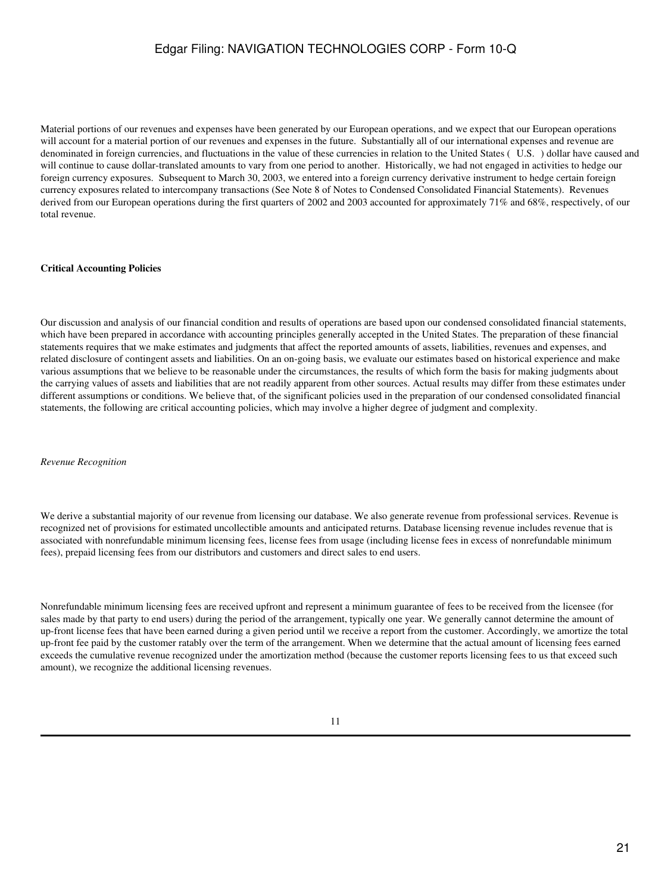Material portions of our revenues and expenses have been generated by our European operations, and we expect that our European operations will account for a material portion of our revenues and expenses in the future. Substantially all of our international expenses and revenue are denominated in foreign currencies, and fluctuations in the value of these currencies in relation to the United States ( U.S. ) dollar have caused and will continue to cause dollar-translated amounts to vary from one period to another. Historically, we had not engaged in activities to hedge our foreign currency exposures. Subsequent to March 30, 2003, we entered into a foreign currency derivative instrument to hedge certain foreign currency exposures related to intercompany transactions (See Note 8 of Notes to Condensed Consolidated Financial Statements). Revenues derived from our European operations during the first quarters of 2002 and 2003 accounted for approximately 71% and 68%, respectively, of our total revenue.

**Critical Accounting Policies**

Our discussion and analysis of our financial condition and results of operations are based upon our condensed consolidated financial statements, which have been prepared in accordance with accounting principles generally accepted in the United States. The preparation of these financial statements requires that we make estimates and judgments that affect the reported amounts of assets, liabilities, revenues and expenses, and related disclosure of contingent assets and liabilities. On an on-going basis, we evaluate our estimates based on historical experience and make various assumptions that we believe to be reasonable under the circumstances, the results of which form the basis for making judgments about the carrying values of assets and liabilities that are not readily apparent from other sources. Actual results may differ from these estimates under different assumptions or conditions. We believe that, of the significant policies used in the preparation of our condensed consolidated financial statements, the following are critical accounting policies, which may involve a higher degree of judgment and complexity.

*Revenue Recognition*

We derive a substantial majority of our revenue from licensing our database. We also generate revenue from professional services. Revenue is recognized net of provisions for estimated uncollectible amounts and anticipated returns. Database licensing revenue includes revenue that is associated with nonrefundable minimum licensing fees, license fees from usage (including license fees in excess of nonrefundable minimum fees), prepaid licensing fees from our distributors and customers and direct sales to end users.

Nonrefundable minimum licensing fees are received upfront and represent a minimum guarantee of fees to be received from the licensee (for sales made by that party to end users) during the period of the arrangement, typically one year. We generally cannot determine the amount of up-front license fees that have been earned during a given period until we receive a report from the customer. Accordingly, we amortize the total up-front fee paid by the customer ratably over the term of the arrangement. When we determine that the actual amount of licensing fees earned exceeds the cumulative revenue recognized under the amortization method (because the customer reports licensing fees to us that exceed such amount), we recognize the additional licensing revenues.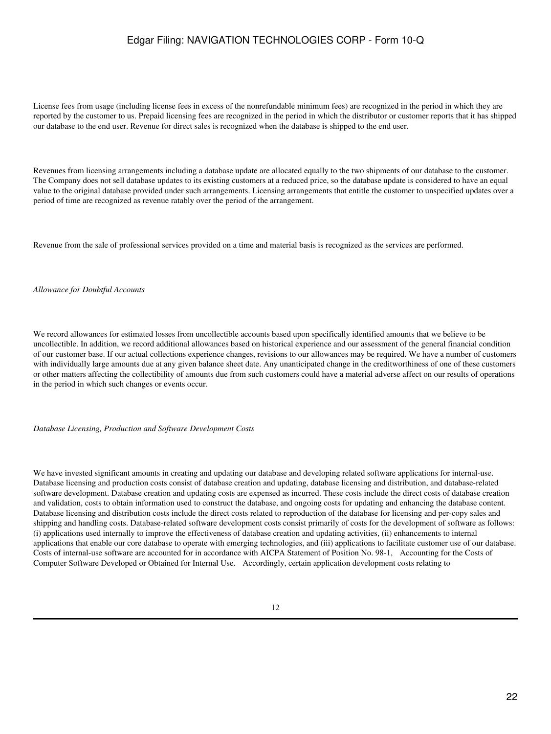License fees from usage (including license fees in excess of the nonrefundable minimum fees) are recognized in the period in which they are reported by the customer to us. Prepaid licensing fees are recognized in the period in which the distributor or customer reports that it has shipped our database to the end user. Revenue for direct sales is recognized when the database is shipped to the end user.

Revenues from licensing arrangements including a database update are allocated equally to the two shipments of our database to the customer. The Company does not sell database updates to its existing customers at a reduced price, so the database update is considered to have an equal value to the original database provided under such arrangements. Licensing arrangements that entitle the customer to unspecified updates over a period of time are recognized as revenue ratably over the period of the arrangement.

Revenue from the sale of professional services provided on a time and material basis is recognized as the services are performed.

*Allowance for Doubtful Accounts*

We record allowances for estimated losses from uncollectible accounts based upon specifically identified amounts that we believe to be uncollectible. In addition, we record additional allowances based on historical experience and our assessment of the general financial condition of our customer base. If our actual collections experience changes, revisions to our allowances may be required. We have a number of customers with individually large amounts due at any given balance sheet date. Any unanticipated change in the creditworthiness of one of these customers or other matters affecting the collectibility of amounts due from such customers could have a material adverse affect on our results of operations in the period in which such changes or events occur.

*Database Licensing, Production and Software Development Costs*

We have invested significant amounts in creating and updating our database and developing related software applications for internal-use. Database licensing and production costs consist of database creation and updating, database licensing and distribution, and database-related software development. Database creation and updating costs are expensed as incurred. These costs include the direct costs of database creation and validation, costs to obtain information used to construct the database, and ongoing costs for updating and enhancing the database content. Database licensing and distribution costs include the direct costs related to reproduction of the database for licensing and per-copy sales and shipping and handling costs. Database-related software development costs consist primarily of costs for the development of software as follows: (i) applications used internally to improve the effectiveness of database creation and updating activities, (ii) enhancements to internal applications that enable our core database to operate with emerging technologies, and (iii) applications to facilitate customer use of our database. Costs of internal-use software are accounted for in accordance with AICPA Statement of Position No. 98-1, Accounting for the Costs of Computer Software Developed or Obtained for Internal Use. Accordingly, certain application development costs relating to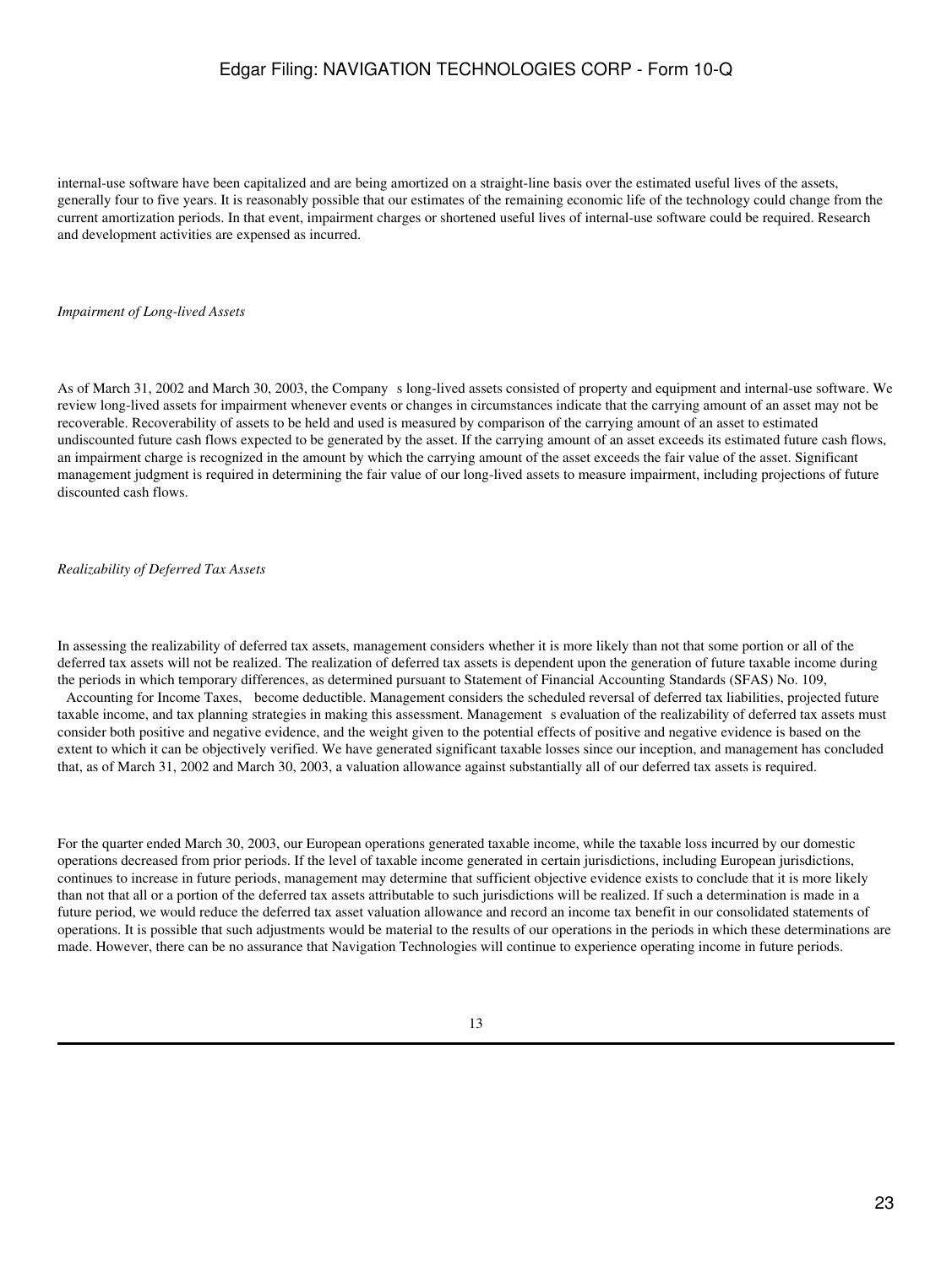internal-use software have been capitalized and are being amortized on a straight-line basis over the estimated useful lives of the assets, generally four to five years. It is reasonably possible that our estimates of the remaining economic life of the technology could change from the current amortization periods. In that event, impairment charges or shortened useful lives of internal-use software could be required. Research and development activities are expensed as incurred.

*Impairment of Long-lived Assets*

As of March 31, 2002 and March 30, 2003, the Company s long-lived assets consisted of property and equipment and internal-use software. We review long-lived assets for impairment whenever events or changes in circumstances indicate that the carrying amount of an asset may not be recoverable. Recoverability of assets to be held and used is measured by comparison of the carrying amount of an asset to estimated undiscounted future cash flows expected to be generated by the asset. If the carrying amount of an asset exceeds its estimated future cash flows, an impairment charge is recognized in the amount by which the carrying amount of the asset exceeds the fair value of the asset. Significant management judgment is required in determining the fair value of our long-lived assets to measure impairment, including projections of future discounted cash flows.

*Realizability of Deferred Tax Assets*

In assessing the realizability of deferred tax assets, management considers whether it is more likely than not that some portion or all of the deferred tax assets will not be realized. The realization of deferred tax assets is dependent upon the generation of future taxable income during the periods in which temporary differences, as determined pursuant to Statement of Financial Accounting Standards (SFAS) No. 109, Accounting for Income Taxes, become deductible. Management considers the scheduled reversal of deferred tax liabilities, projected future taxable income, and tax planning strategies in making this assessment. Management s evaluation of the realizability of deferred tax assets must consider both positive and negative evidence, and the weight given to the potential effects of positive and negative evidence is based on the extent to which it can be objectively verified. We have generated significant taxable losses since our inception, and management has concluded that, as of March 31, 2002 and March 30, 2003, a valuation allowance against substantially all of our deferred tax assets is required.

For the quarter ended March 30, 2003, our European operations generated taxable income, while the taxable loss incurred by our domestic operations decreased from prior periods. If the level of taxable income generated in certain jurisdictions, including European jurisdictions, continues to increase in future periods, management may determine that sufficient objective evidence exists to conclude that it is more likely than not that all or a portion of the deferred tax assets attributable to such jurisdictions will be realized. If such a determination is made in a future period, we would reduce the deferred tax asset valuation allowance and record an income tax benefit in our consolidated statements of operations. It is possible that such adjustments would be material to the results of our operations in the periods in which these determinations are made. However, there can be no assurance that Navigation Technologies will continue to experience operating income in future periods.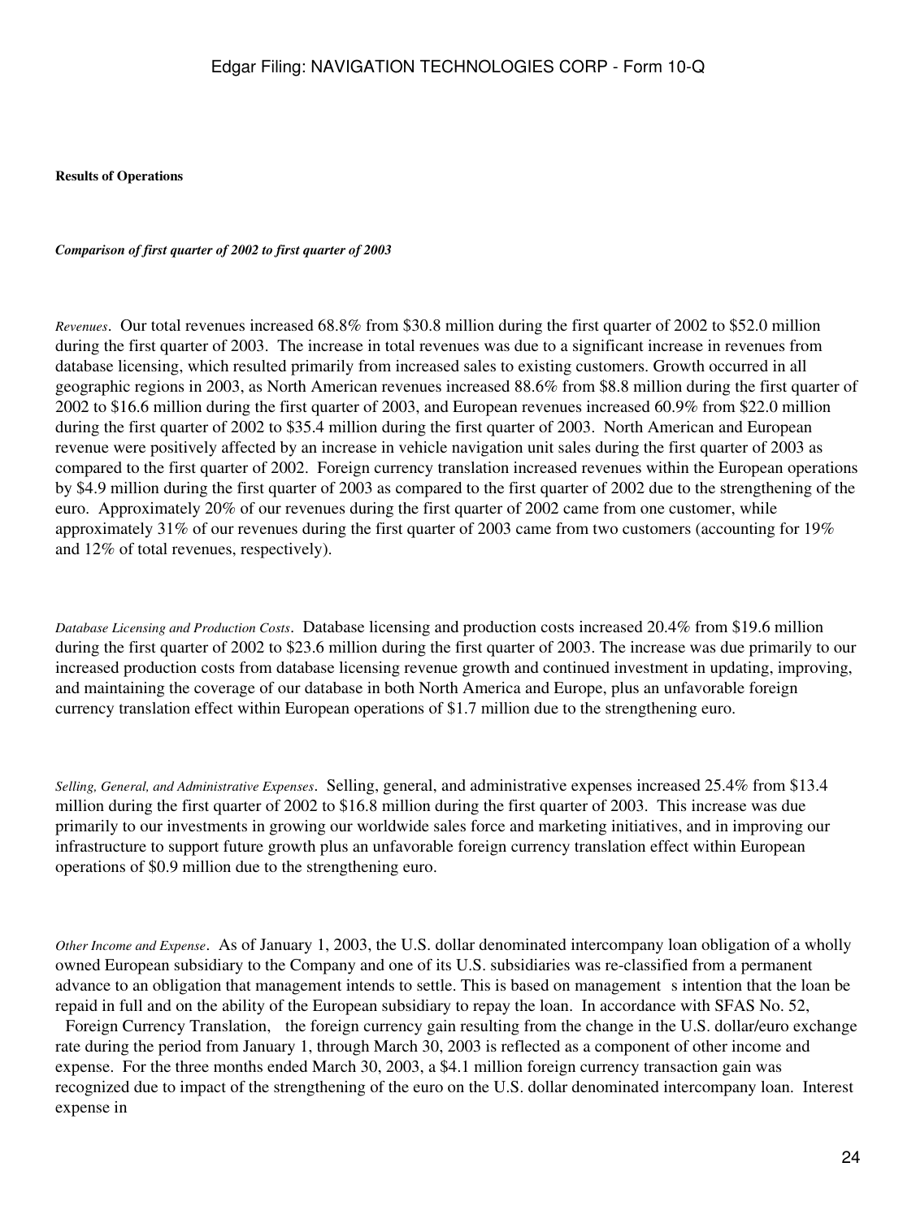**Results of Operations**

***Comparison of first quarter of 2002 to first quarter of 2003***

*Revenues*. Our total revenues increased 68.8% from $30.8 million during the first quarter of 2002 to $52.0 million during the first quarter of 2003. The increase in total revenues was due to a significant increase in revenues from database licensing, which resulted primarily from increased sales to existing customers. Growth occurred in all geographic regions in 2003, as North American revenues increased 88.6% from $8.8 million during the first quarter of 2002 to $16.6 million during the first quarter of 2003, and European revenues increased 60.9% from $22.0 million during the first quarter of 2002 to $35.4 million during the first quarter of 2003. North American and European revenue were positively affected by an increase in vehicle navigation unit sales during the first quarter of 2003 as compared to the first quarter of 2002. Foreign currency translation increased revenues within the European operations by $4.9 million during the first quarter of 2003 as compared to the first quarter of 2002 due to the strengthening of the euro. Approximately 20% of our revenues during the first quarter of 2002 came from one customer, while approximately 31% of our revenues during the first quarter of 2003 came from two customers (accounting for 19% and 12% of total revenues, respectively).

*Database Licensing and Production Costs*. Database licensing and production costs increased 20.4% from $19.6 million during the first quarter of 2002 to $23.6 million during the first quarter of 2003. The increase was due primarily to our increased production costs from database licensing revenue growth and continued investment in updating, improving, and maintaining the coverage of our database in both North America and Europe, plus an unfavorable foreign currency translation effect within European operations of $1.7 million due to the strengthening euro.

*Selling, General, and Administrative Expenses*. Selling, general, and administrative expenses increased 25.4% from $13.4 million during the first quarter of 2002 to $16.8 million during the first quarter of 2003. This increase was due primarily to our investments in growing our worldwide sales force and marketing initiatives, and in improving our infrastructure to support future growth plus an unfavorable foreign currency translation effect within European operations of $0.9 million due to the strengthening euro.

*Other Income and Expense*. As of January 1, 2003, the U.S. dollar denominated intercompany loan obligation of a wholly owned European subsidiary to the Company and one of its U.S. subsidiaries was re-classified from a permanent advance to an obligation that management intends to settle. This is based on management s intention that the loan be repaid in full and on the ability of the European subsidiary to repay the loan. In accordance with SFAS No. 52, Foreign Currency Translation, the foreign currency gain resulting from the change in the U.S. dollar/euro exchange rate during the period from January 1, through March 30, 2003 is reflected as a component of other income and expense. For the three months ended March 30, 2003, a $4.1 million foreign currency transaction gain was recognized due to impact of the strengthening of the euro on the U.S. dollar denominated intercompany loan. Interest expense in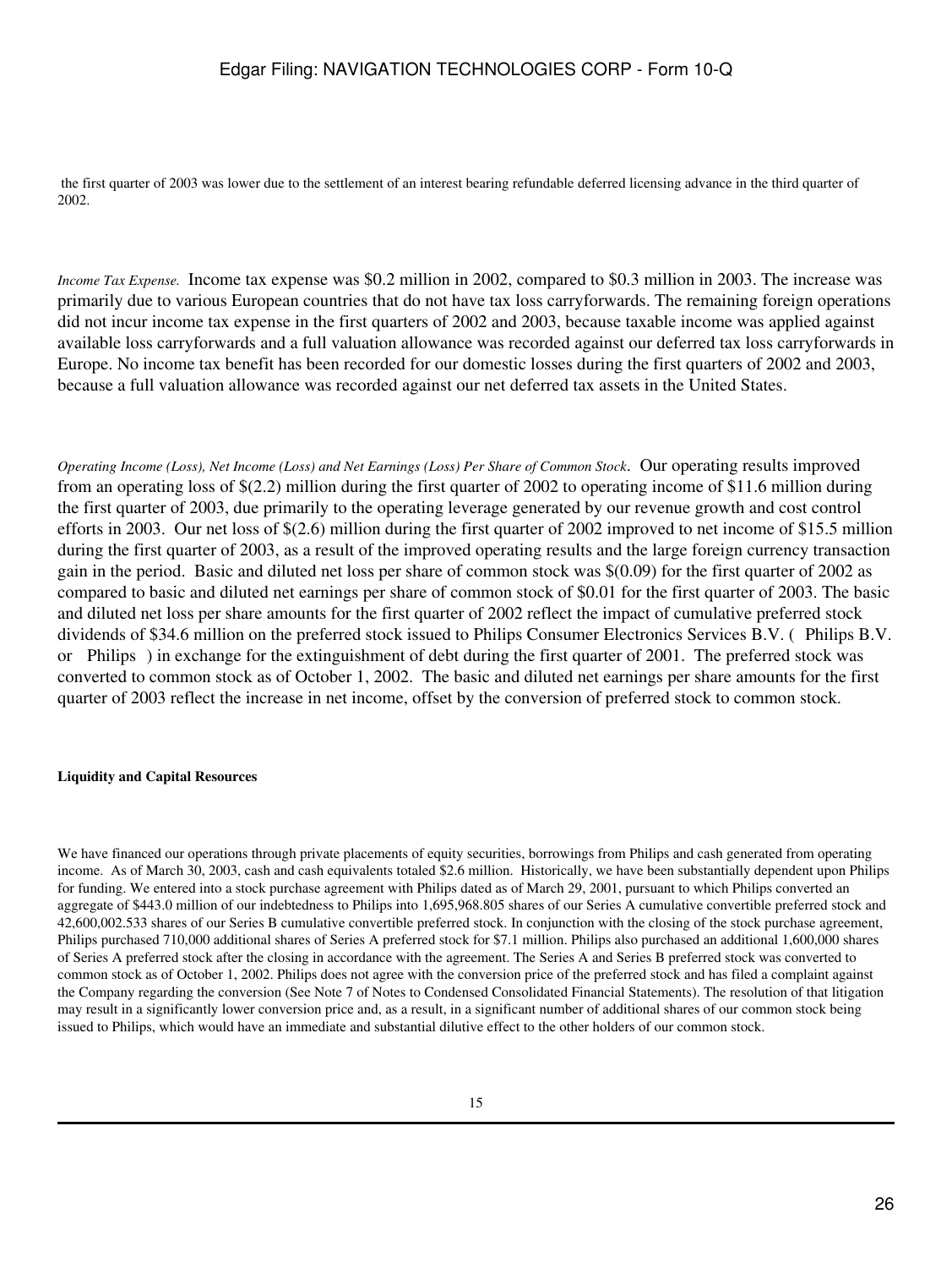the first quarter of 2003 was lower due to the settlement of an interest bearing refundable deferred licensing advance in the third quarter of 2002.

*Income Tax Expense.* Income tax expense was $0.2 million in 2002, compared to $0.3 million in 2003. The increase was primarily due to various European countries that do not have tax loss carryforwards. The remaining foreign operations did not incur income tax expense in the first quarters of 2002 and 2003, because taxable income was applied against available loss carryforwards and a full valuation allowance was recorded against our deferred tax loss carryforwards in Europe. No income tax benefit has been recorded for our domestic losses during the first quarters of 2002 and 2003, because a full valuation allowance was recorded against our net deferred tax assets in the United States.

*Operating Income (Loss), Net Income (Loss) and Net Earnings (Loss) Per Share of Common Stock*. Our operating results improved from an operating loss of $(2.2) million during the first quarter of 2002 to operating income of $11.6 million during the first quarter of 2003, due primarily to the operating leverage generated by our revenue growth and cost control efforts in 2003. Our net loss of $(2.6) million during the first quarter of 2002 improved to net income of $15.5 million during the first quarter of 2003, as a result of the improved operating results and the large foreign currency transaction gain in the period. Basic and diluted net loss per share of common stock was $(0.09) for the first quarter of 2002 as compared to basic and diluted net earnings per share of common stock of $0.01 for the first quarter of 2003. The basic and diluted net loss per share amounts for the first quarter of 2002 reflect the impact of cumulative preferred stock dividends of $34.6 million on the preferred stock issued to Philips Consumer Electronics Services B.V. ( Philips B.V. or Philips ) in exchange for the extinguishment of debt during the first quarter of 2001. The preferred stock was converted to common stock as of October 1, 2002. The basic and diluted net earnings per share amounts for the first quarter of 2003 reflect the increase in net income, offset by the conversion of preferred stock to common stock.

**Liquidity and Capital Resources**

We have financed our operations through private placements of equity securities, borrowings from Philips and cash generated from operating income. As of March 30, 2003, cash and cash equivalents totaled $2.6 million. Historically, we have been substantially dependent upon Philips for funding. We entered into a stock purchase agreement with Philips dated as of March 29, 2001, pursuant to which Philips converted an aggregate of $443.0 million of our indebtedness to Philips into 1,695,968.805 shares of our Series A cumulative convertible preferred stock and 42,600,002.533 shares of our Series B cumulative convertible preferred stock. In conjunction with the closing of the stock purchase agreement, Philips purchased 710,000 additional shares of Series A preferred stock for $7.1 million. Philips also purchased an additional 1,600,000 shares of Series A preferred stock after the closing in accordance with the agreement. The Series A and Series B preferred stock was converted to common stock as of October 1, 2002. Philips does not agree with the conversion price of the preferred stock and has filed a complaint against the Company regarding the conversion (See Note 7 of Notes to Condensed Consolidated Financial Statements). The resolution of that litigation may result in a significantly lower conversion price and, as a result, in a significant number of additional shares of our common stock being issued to Philips, which would have an immediate and substantial dilutive effect to the other holders of our common stock.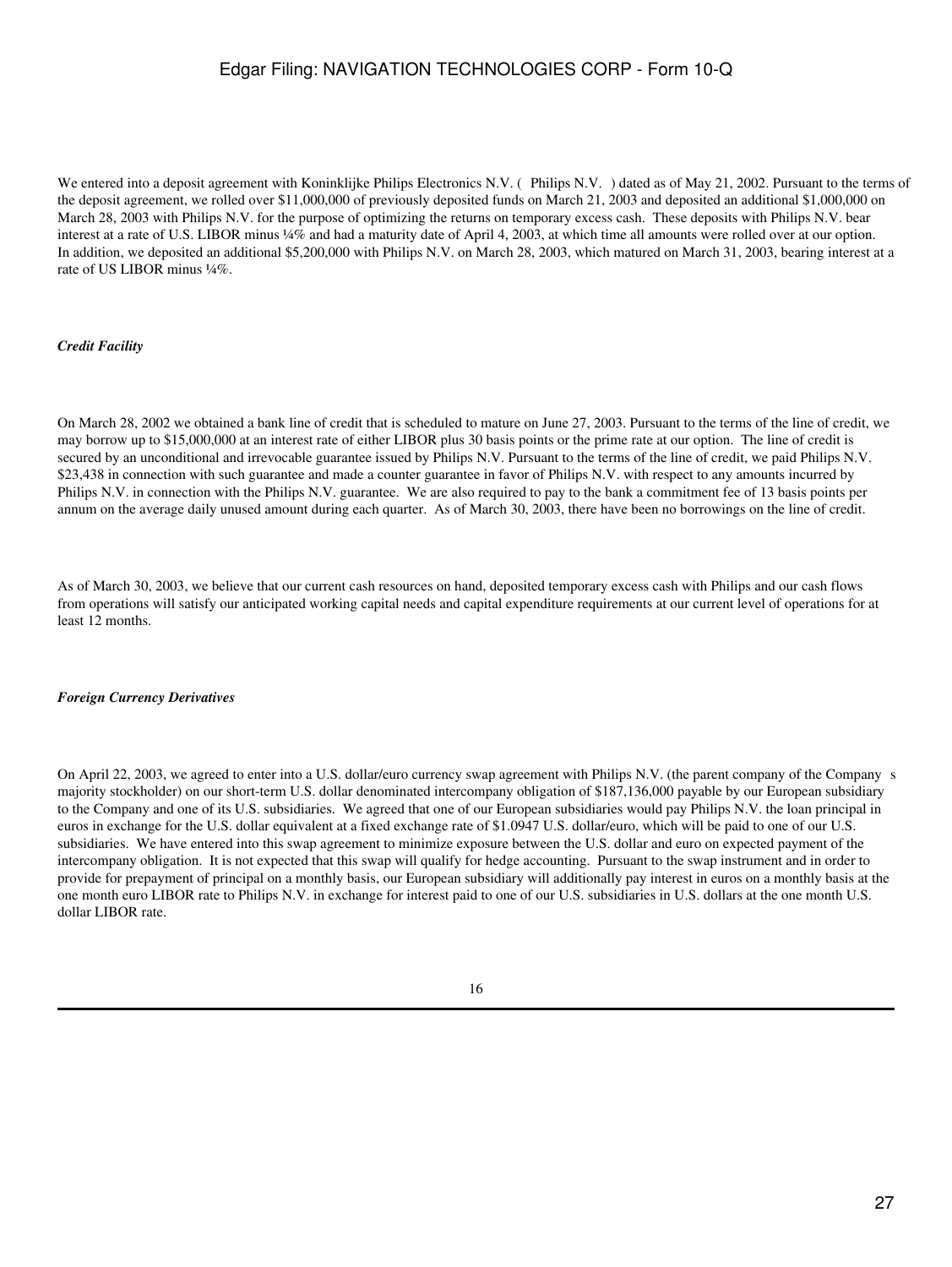We entered into a deposit agreement with Koninklijke Philips Electronics N.V. ( Philips N.V. ) dated as of May 21, 2002. Pursuant to the terms of the deposit agreement, we rolled over $11,000,000 of previously deposited funds on March 21, 2003 and deposited an additional $1,000,000 on March 28, 2003 with Philips N.V. for the purpose of optimizing the returns on temporary excess cash. These deposits with Philips N.V. bear interest at a rate of U.S. LIBOR minus ¼% and had a maturity date of April 4, 2003, at which time all amounts were rolled over at our option. In addition, we deposited an additional $5,200,000 with Philips N.V. on March 28, 2003, which matured on March 31, 2003, bearing interest at a rate of US LIBOR minus ¼%.

*Credit Facility*

On March 28, 2002 we obtained a bank line of credit that is scheduled to mature on June 27, 2003. Pursuant to the terms of the line of credit, we may borrow up to $15,000,000 at an interest rate of either LIBOR plus 30 basis points or the prime rate at our option. The line of credit is secured by an unconditional and irrevocable guarantee issued by Philips N.V. Pursuant to the terms of the line of credit, we paid Philips N.V. $23,438 in connection with such guarantee and made a counter guarantee in favor of Philips N.V. with respect to any amounts incurred by Philips N.V. in connection with the Philips N.V. guarantee. We are also required to pay to the bank a commitment fee of 13 basis points per annum on the average daily unused amount during each quarter. As of March 30, 2003, there have been no borrowings on the line of credit.

As of March 30, 2003, we believe that our current cash resources on hand, deposited temporary excess cash with Philips and our cash flows from operations will satisfy our anticipated working capital needs and capital expenditure requirements at our current level of operations for at least 12 months.

*Foreign Currency Derivatives*

On April 22, 2003, we agreed to enter into a U.S. dollar/euro currency swap agreement with Philips N.V. (the parent company of the Company s majority stockholder) on our short-term U.S. dollar denominated intercompany obligation of $187,136,000 payable by our European subsidiary to the Company and one of its U.S. subsidiaries. We agreed that one of our European subsidiaries would pay Philips N.V. the loan principal in euros in exchange for the U.S. dollar equivalent at a fixed exchange rate of $1.0947 U.S. dollar/euro, which will be paid to one of our U.S. subsidiaries. We have entered into this swap agreement to minimize exposure between the U.S. dollar and euro on expected payment of the intercompany obligation. It is not expected that this swap will qualify for hedge accounting. Pursuant to the swap instrument and in order to provide for prepayment of principal on a monthly basis, our European subsidiary will additionally pay interest in euros on a monthly basis at the one month euro LIBOR rate to Philips N.V. in exchange for interest paid to one of our U.S. subsidiaries in U.S. dollars at the one month U.S. dollar LIBOR rate.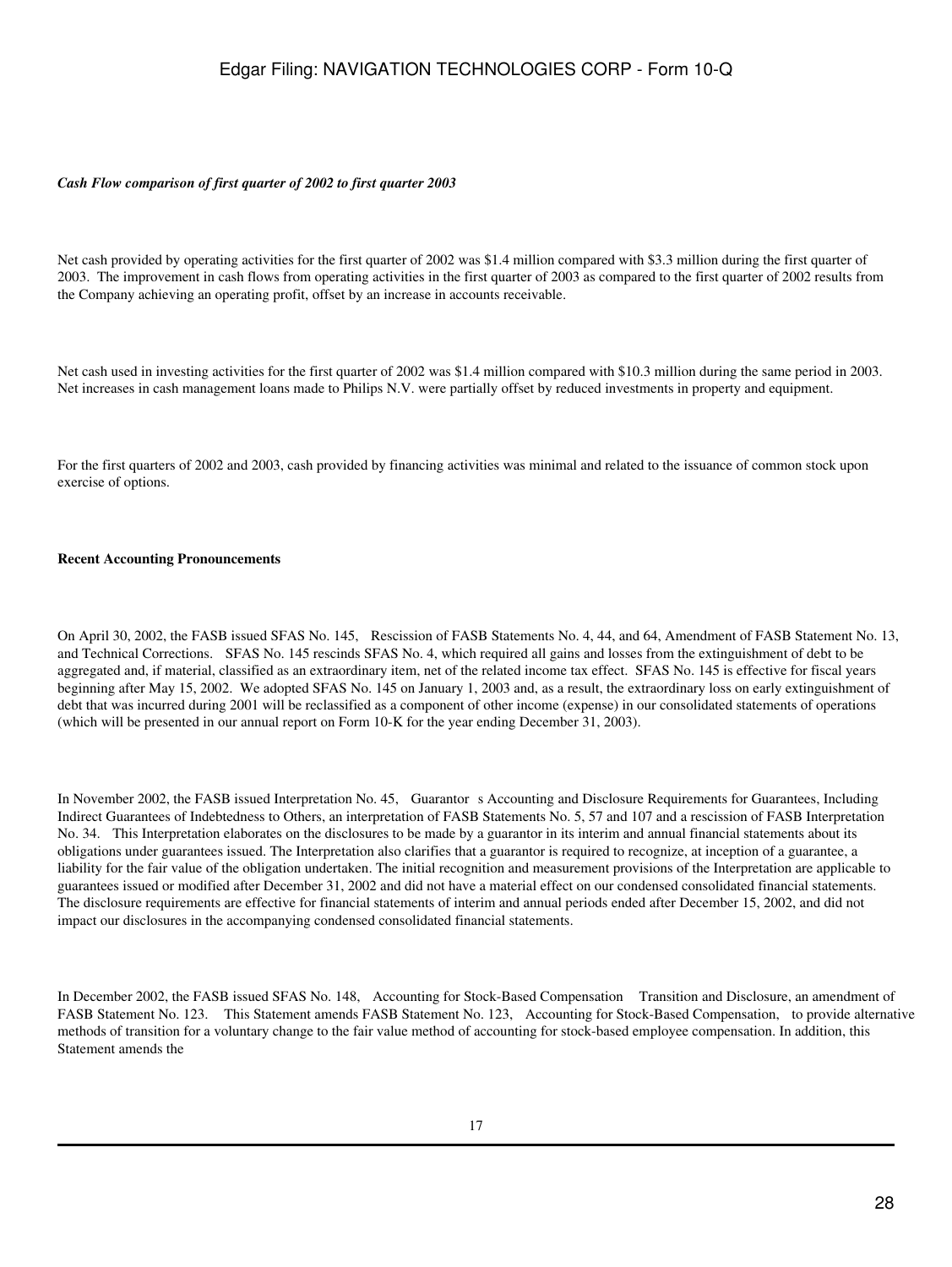*Cash Flow comparison of first quarter of 2002 to first quarter 2003*

Net cash provided by operating activities for the first quarter of 2002 was $1.4 million compared with $3.3 million during the first quarter of 2003. The improvement in cash flows from operating activities in the first quarter of 2003 as compared to the first quarter of 2002 results from the Company achieving an operating profit, offset by an increase in accounts receivable.

Net cash used in investing activities for the first quarter of 2002 was $1.4 million compared with $10.3 million during the same period in 2003. Net increases in cash management loans made to Philips N.V. were partially offset by reduced investments in property and equipment.

For the first quarters of 2002 and 2003, cash provided by financing activities was minimal and related to the issuance of common stock upon exercise of options.

**Recent Accounting Pronouncements**

On April 30, 2002, the FASB issued SFAS No. 145, Rescission of FASB Statements No. 4, 44, and 64, Amendment of FASB Statement No. 13, and Technical Corrections. SFAS No. 145 rescinds SFAS No. 4, which required all gains and losses from the extinguishment of debt to be aggregated and, if material, classified as an extraordinary item, net of the related income tax effect. SFAS No. 145 is effective for fiscal years beginning after May 15, 2002. We adopted SFAS No. 145 on January 1, 2003 and, as a result, the extraordinary loss on early extinguishment of debt that was incurred during 2001 will be reclassified as a component of other income (expense) in our consolidated statements of operations (which will be presented in our annual report on Form 10-K for the year ending December 31, 2003).

In November 2002, the FASB issued Interpretation No. 45, Guarantor s Accounting and Disclosure Requirements for Guarantees, Including Indirect Guarantees of Indebtedness to Others, an interpretation of FASB Statements No. 5, 57 and 107 and a rescission of FASB Interpretation No. 34. This Interpretation elaborates on the disclosures to be made by a guarantor in its interim and annual financial statements about its obligations under guarantees issued. The Interpretation also clarifies that a guarantor is required to recognize, at inception of a guarantee, a liability for the fair value of the obligation undertaken. The initial recognition and measurement provisions of the Interpretation are applicable to guarantees issued or modified after December 31, 2002 and did not have a material effect on our condensed consolidated financial statements. The disclosure requirements are effective for financial statements of interim and annual periods ended after December 15, 2002, and did not impact our disclosures in the accompanying condensed consolidated financial statements.

In December 2002, the FASB issued SFAS No. 148, Accounting for Stock-Based Compensation Transition and Disclosure, an amendment of FASB Statement No. 123. This Statement amends FASB Statement No. 123, Accounting for Stock-Based Compensation, to provide alternative methods of transition for a voluntary change to the fair value method of accounting for stock-based employee compensation. In addition, this Statement amends the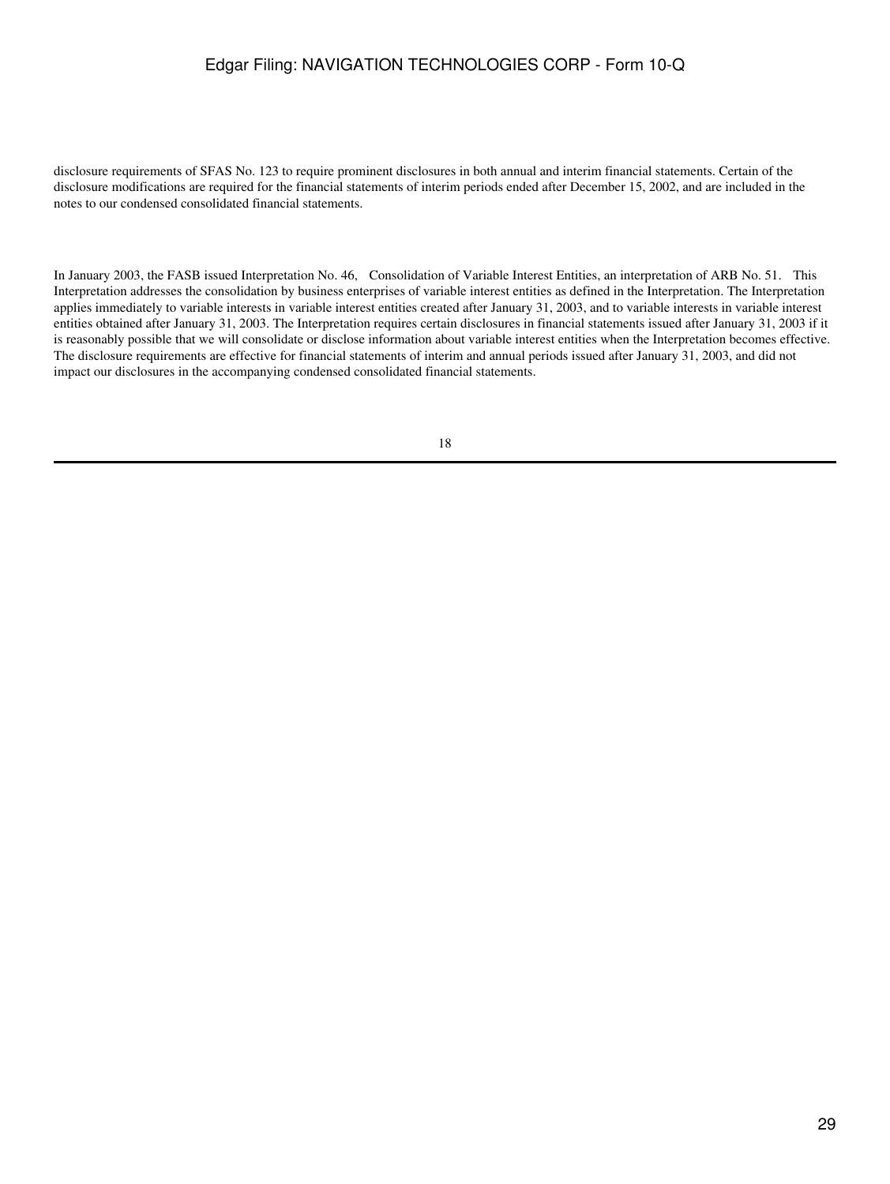disclosure requirements of SFAS No. 123 to require prominent disclosures in both annual and interim financial statements. Certain of the disclosure modifications are required for the financial statements of interim periods ended after December 15, 2002, and are included in the notes to our condensed consolidated financial statements.

In January 2003, the FASB issued Interpretation No. 46, Consolidation of Variable Interest Entities, an interpretation of ARB No. 51. This Interpretation addresses the consolidation by business enterprises of variable interest entities as defined in the Interpretation. The Interpretation applies immediately to variable interests in variable interest entities created after January 31, 2003, and to variable interests in variable interest entities obtained after January 31, 2003. The Interpretation requires certain disclosures in financial statements issued after January 31, 2003 if it is reasonably possible that we will consolidate or disclose information about variable interest entities when the Interpretation becomes effective. The disclosure requirements are effective for financial statements of interim and annual periods issued after January 31, 2003, and did not impact our disclosures in the accompanying condensed consolidated financial statements.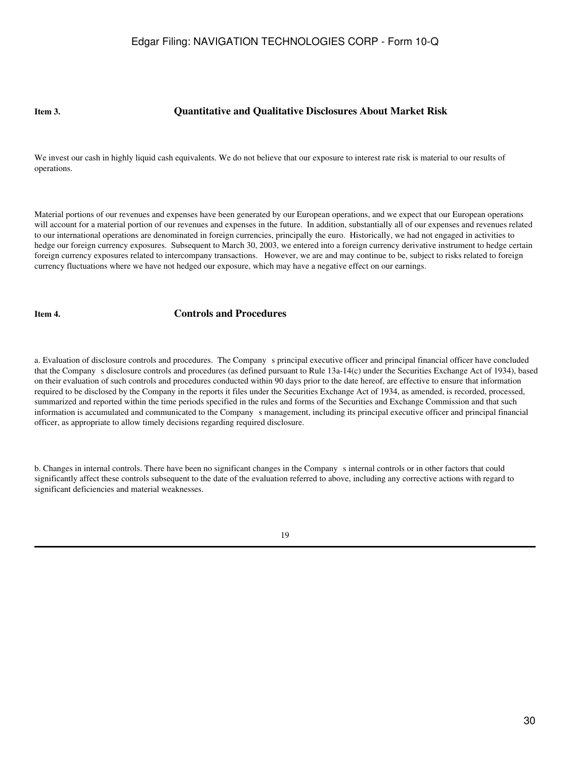## Item 3. Quantitative and Qualitative Disclosures About Market Risk

We invest our cash in highly liquid cash equivalents. We do not believe that our exposure to interest rate risk is material to our results of operations.

Material portions of our revenues and expenses have been generated by our European operations, and we expect that our European operations will account for a material portion of our revenues and expenses in the future. In addition, substantially all of our expenses and revenues related to our international operations are denominated in foreign currencies, principally the euro. Historically, we had not engaged in activities to hedge our foreign currency exposures. Subsequent to March 30, 2003, we entered into a foreign currency derivative instrument to hedge certain foreign currency exposures related to intercompany transactions. However, we are and may continue to be, subject to risks related to foreign currency fluctuations where we have not hedged our exposure, which may have a negative effect on our earnings.

## Item 4. Controls and Procedures

a. Evaluation of disclosure controls and procedures. The Company s principal executive officer and principal financial officer have concluded that the Company s disclosure controls and procedures (as defined pursuant to Rule 13a-14(c) under the Securities Exchange Act of 1934), based on their evaluation of such controls and procedures conducted within 90 days prior to the date hereof, are effective to ensure that information required to be disclosed by the Company in the reports it files under the Securities Exchange Act of 1934, as amended, is recorded, processed, summarized and reported within the time periods specified in the rules and forms of the Securities and Exchange Commission and that such information is accumulated and communicated to the Company s management, including its principal executive officer and principal financial officer, as appropriate to allow timely decisions regarding required disclosure.

b. Changes in internal controls. There have been no significant changes in the Company s internal controls or in other factors that could significantly affect these controls subsequent to the date of the evaluation referred to above, including any corrective actions with regard to significant deficiencies and material weaknesses.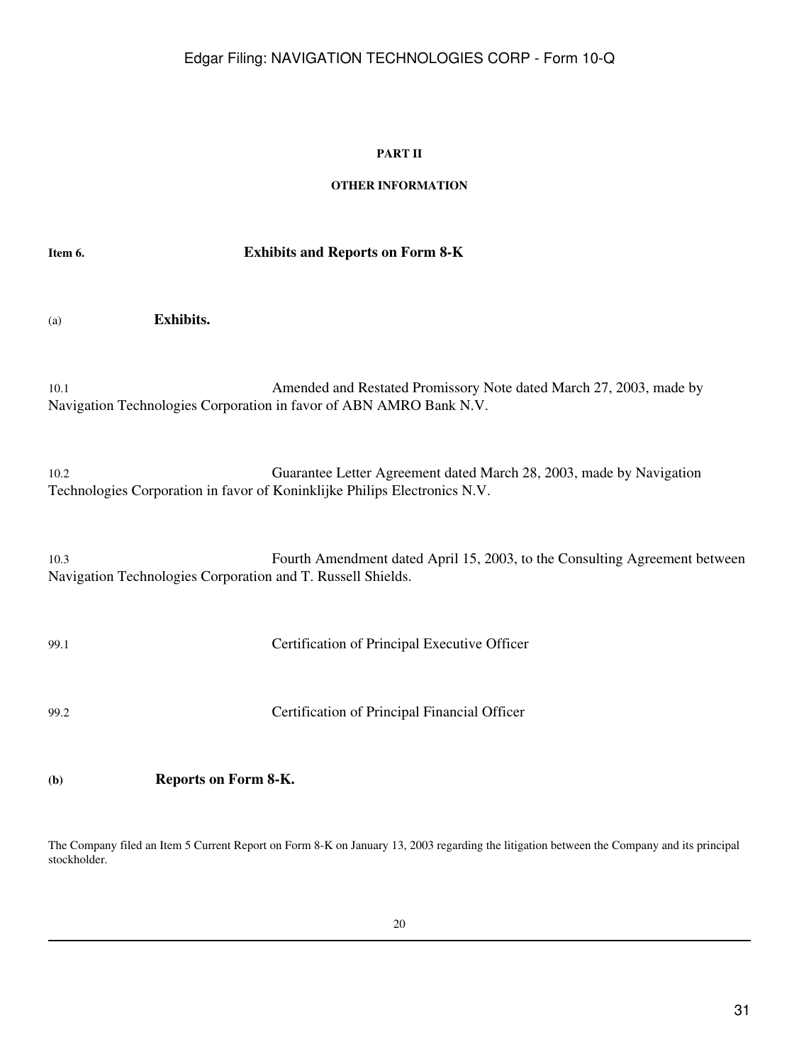## PART II

## OTHER INFORMATION

**Item 6. Exhibits and Reports on Form 8-K**

(a) **Exhibits.**

10.1 Amended and Restated Promissory Note dated March 27, 2003, made by Navigation Technologies Corporation in favor of ABN AMRO Bank N.V.

10.2 Guarantee Letter Agreement dated March 28, 2003, made by Navigation Technologies Corporation in favor of Koninklijke Philips Electronics N.V.

10.3 Fourth Amendment dated April 15, 2003, to the Consulting Agreement between Navigation Technologies Corporation and T. Russell Shields.

99.1 Certification of Principal Executive Officer

99.2 Certification of Principal Financial Officer

**(b) Reports on Form 8-K.**

The Company filed an Item 5 Current Report on Form 8-K on January 13, 2003 regarding the litigation between the Company and its principal stockholder.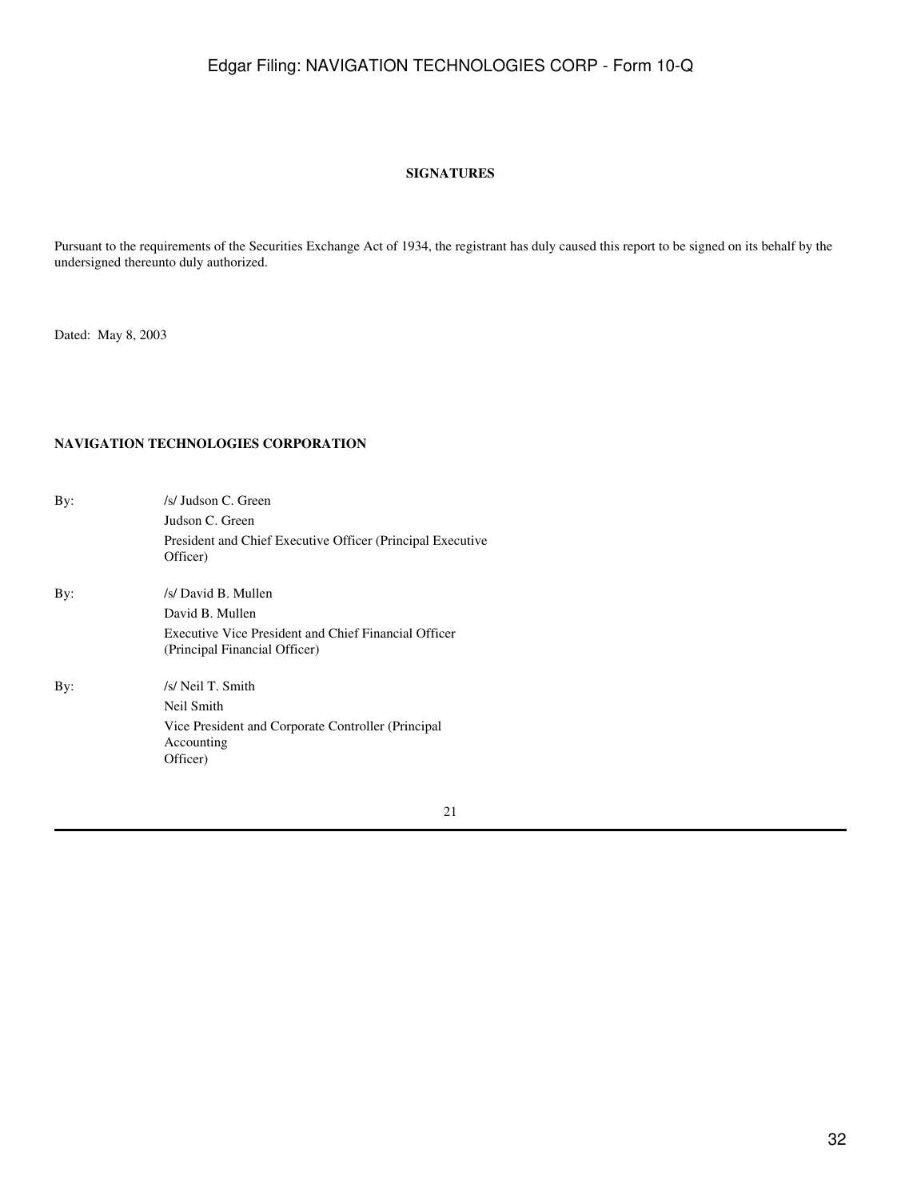**SIGNATURES**

Pursuant to the requirements of the Securities Exchange Act of 1934, the registrant has duly caused this report to be signed on its behalf by the undersigned thereunto duly authorized.

Dated: May 8, 2003

**NAVIGATION TECHNOLOGIES CORPORATION**

By: /s/ Judson C. Green
Judson C. Green
President and Chief Executive Officer (Principal Executive Officer)

By: /s/ David B. Mullen
David B. Mullen
Executive Vice President and Chief Financial Officer (Principal Financial Officer)

By: /s/ Neil T. Smith
Neil Smith
Vice President and Corporate Controller (Principal Accounting Officer)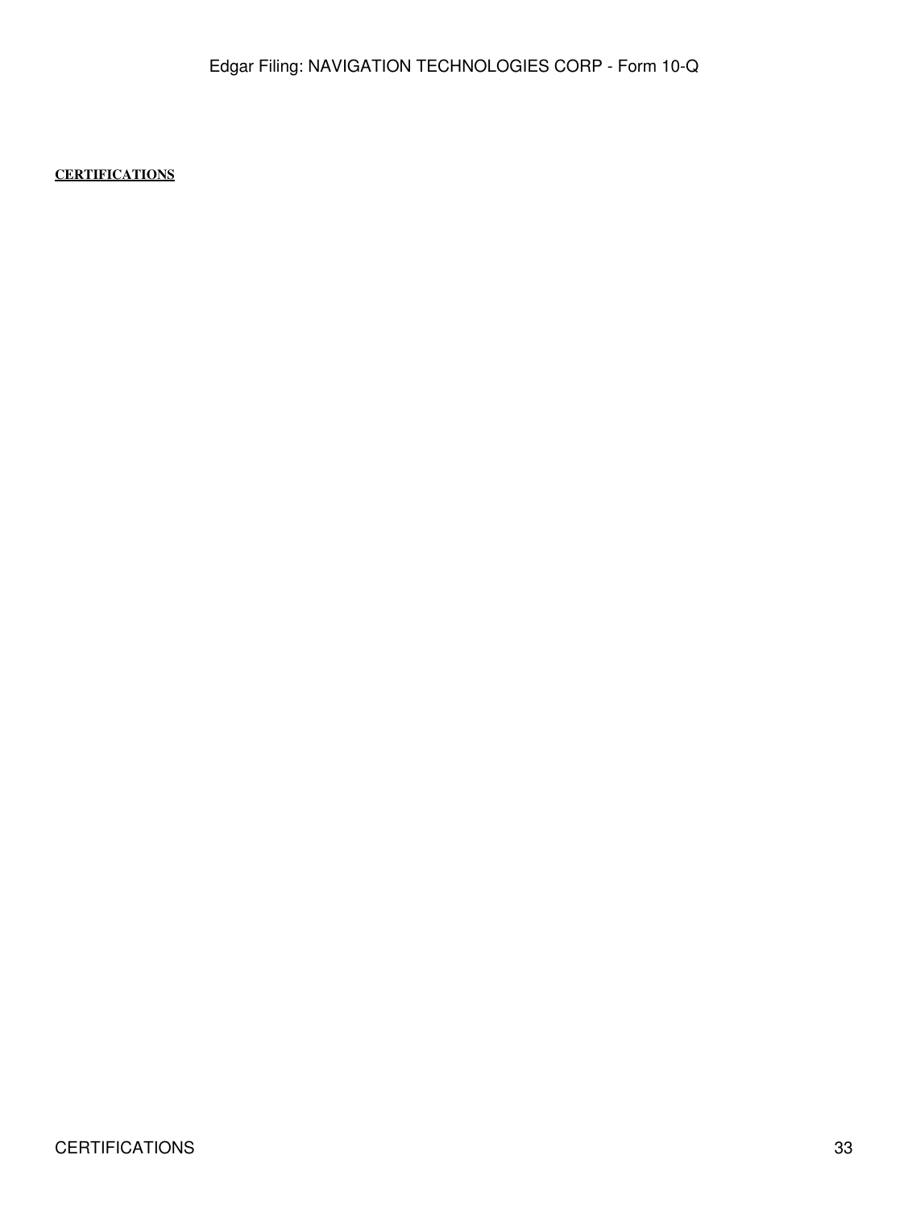**CERTIFICATIONS**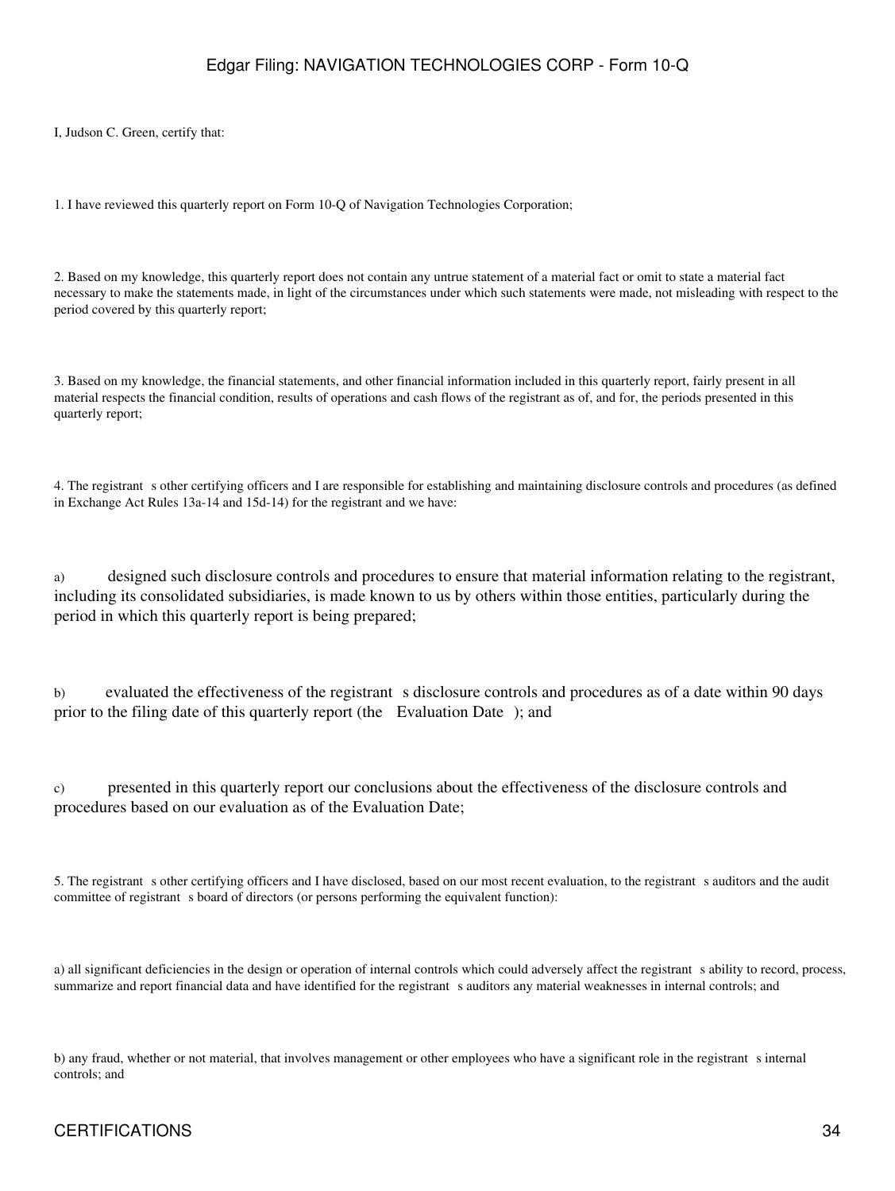I, Judson C. Green, certify that:

1. I have reviewed this quarterly report on Form 10-Q of Navigation Technologies Corporation;

2. Based on my knowledge, this quarterly report does not contain any untrue statement of a material fact or omit to state a material fact necessary to make the statements made, in light of the circumstances under which such statements were made, not misleading with respect to the period covered by this quarterly report;

3. Based on my knowledge, the financial statements, and other financial information included in this quarterly report, fairly present in all material respects the financial condition, results of operations and cash flows of the registrant as of, and for, the periods presented in this quarterly report;

4. The registrant s other certifying officers and I are responsible for establishing and maintaining disclosure controls and procedures (as defined in Exchange Act Rules 13a-14 and 15d-14) for the registrant and we have:

a) designed such disclosure controls and procedures to ensure that material information relating to the registrant, including its consolidated subsidiaries, is made known to us by others within those entities, particularly during the period in which this quarterly report is being prepared;

b) evaluated the effectiveness of the registrant s disclosure controls and procedures as of a date within 90 days prior to the filing date of this quarterly report (the Evaluation Date ); and

c) presented in this quarterly report our conclusions about the effectiveness of the disclosure controls and procedures based on our evaluation as of the Evaluation Date;

5. The registrant s other certifying officers and I have disclosed, based on our most recent evaluation, to the registrant s auditors and the audit committee of registrant s board of directors (or persons performing the equivalent function):

a) all significant deficiencies in the design or operation of internal controls which could adversely affect the registrant s ability to record, process, summarize and report financial data and have identified for the registrant s auditors any material weaknesses in internal controls; and

b) any fraud, whether or not material, that involves management or other employees who have a significant role in the registrant s internal controls; and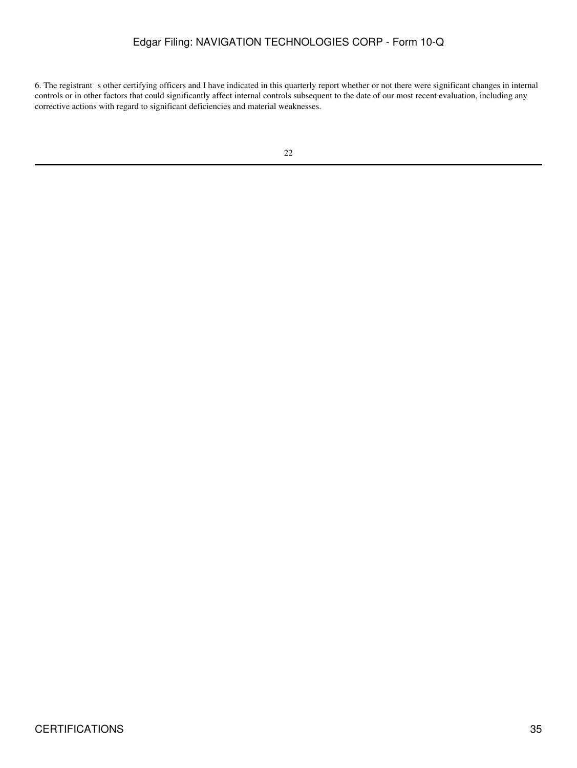6. The registrant s other certifying officers and I have indicated in this quarterly report whether or not there were significant changes in internal controls or in other factors that could significantly affect internal controls subsequent to the date of our most recent evaluation, including any corrective actions with regard to significant deficiencies and material weaknesses.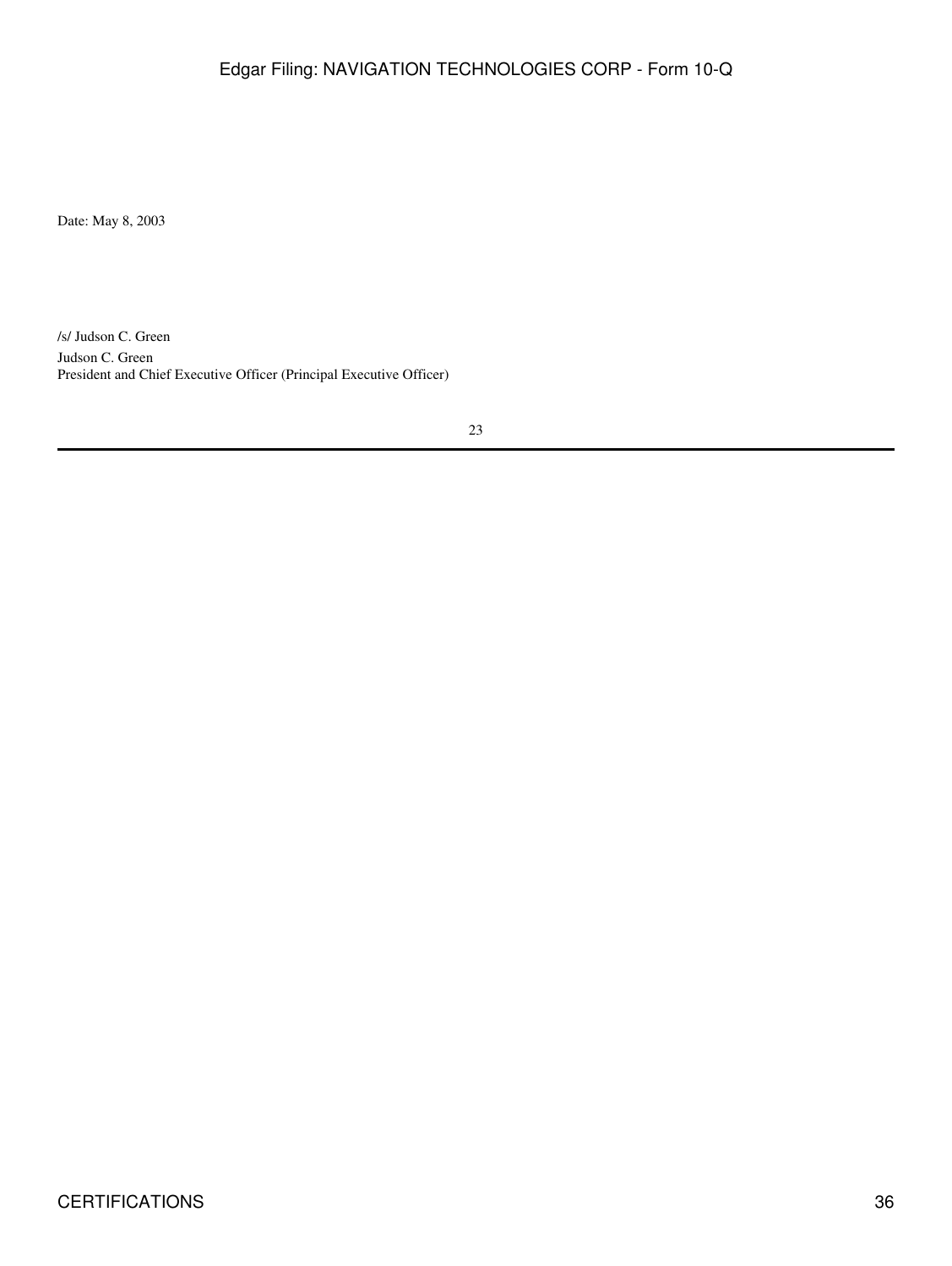Date: May 8, 2003

/s/ Judson C. Green

Judson C. Green

President and Chief Executive Officer (Principal Executive Officer)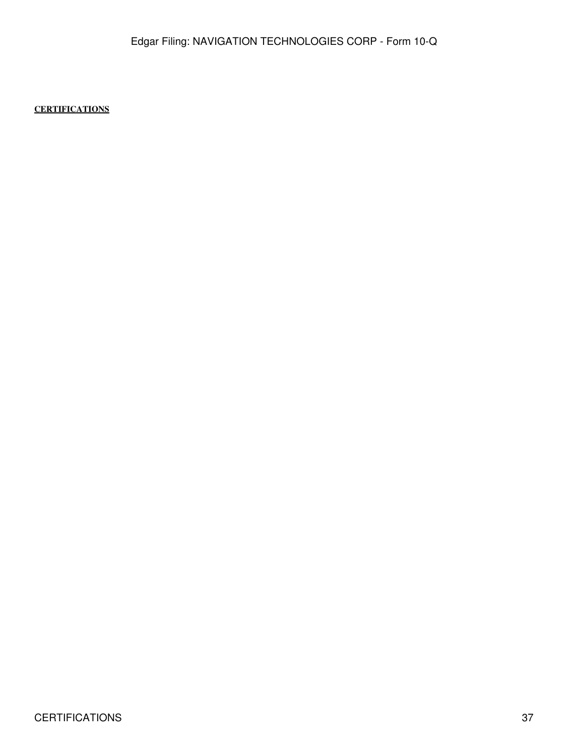**CERTIFICATIONS**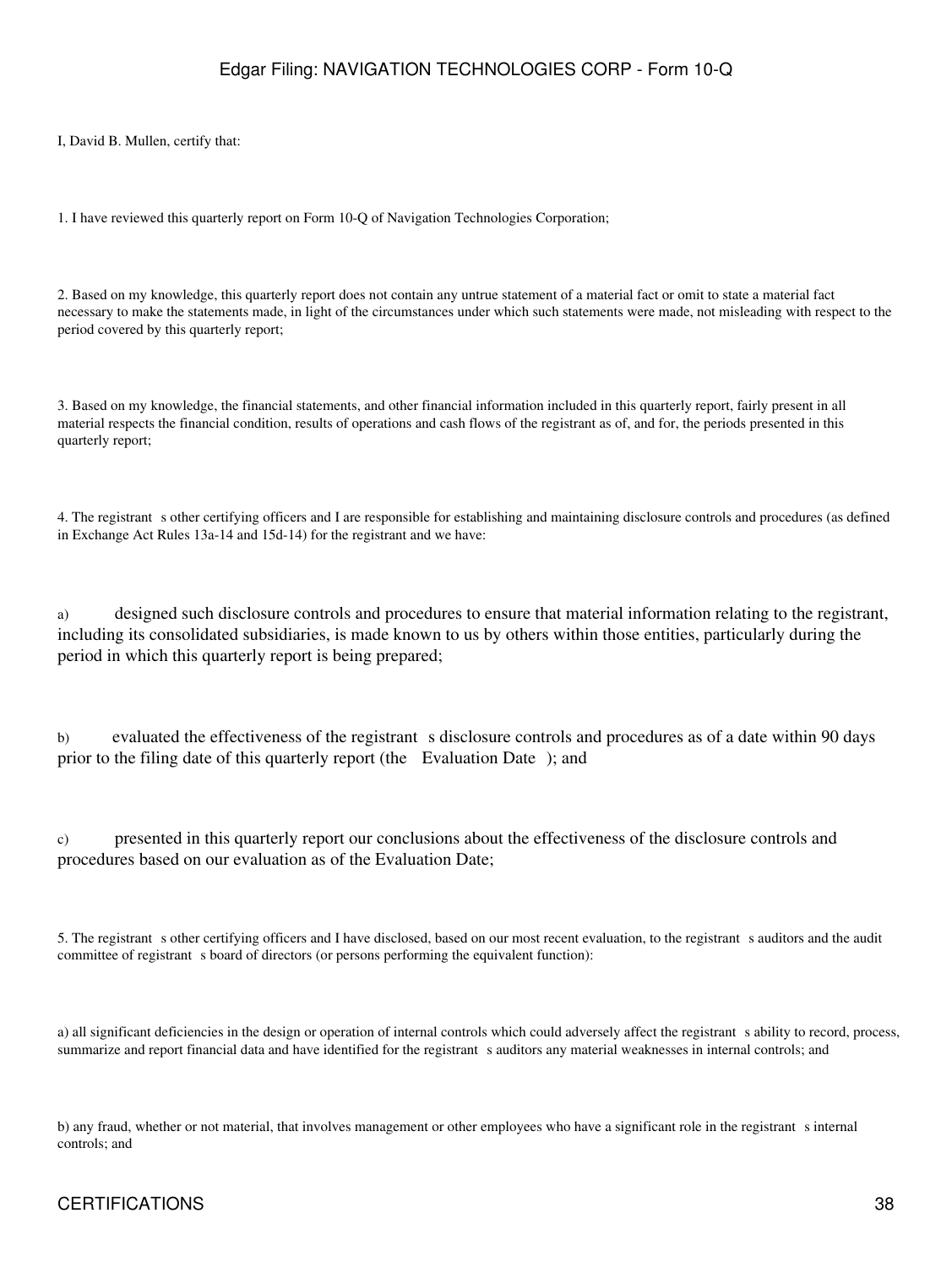I, David B. Mullen, certify that:

1. I have reviewed this quarterly report on Form 10-Q of Navigation Technologies Corporation;

2. Based on my knowledge, this quarterly report does not contain any untrue statement of a material fact or omit to state a material fact necessary to make the statements made, in light of the circumstances under which such statements were made, not misleading with respect to the period covered by this quarterly report;

3. Based on my knowledge, the financial statements, and other financial information included in this quarterly report, fairly present in all material respects the financial condition, results of operations and cash flows of the registrant as of, and for, the periods presented in this quarterly report;

4. The registrant s other certifying officers and I are responsible for establishing and maintaining disclosure controls and procedures (as defined in Exchange Act Rules 13a-14 and 15d-14) for the registrant and we have:

a) designed such disclosure controls and procedures to ensure that material information relating to the registrant, including its consolidated subsidiaries, is made known to us by others within those entities, particularly during the period in which this quarterly report is being prepared;

b) evaluated the effectiveness of the registrant s disclosure controls and procedures as of a date within 90 days prior to the filing date of this quarterly report (the Evaluation Date ); and

c) presented in this quarterly report our conclusions about the effectiveness of the disclosure controls and procedures based on our evaluation as of the Evaluation Date;

5. The registrant s other certifying officers and I have disclosed, based on our most recent evaluation, to the registrant s auditors and the audit committee of registrant s board of directors (or persons performing the equivalent function):

a) all significant deficiencies in the design or operation of internal controls which could adversely affect the registrant s ability to record, process, summarize and report financial data and have identified for the registrant s auditors any material weaknesses in internal controls; and

b) any fraud, whether or not material, that involves management or other employees who have a significant role in the registrant s internal controls; and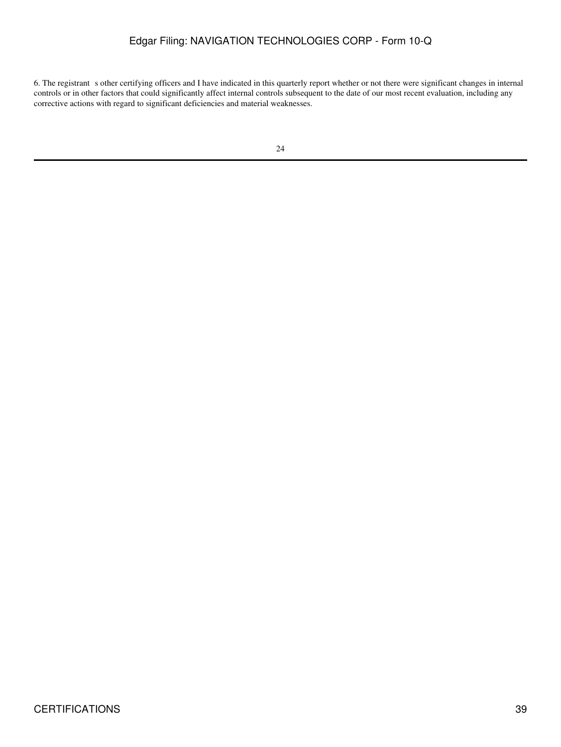6. The registrant s other certifying officers and I have indicated in this quarterly report whether or not there were significant changes in internal controls or in other factors that could significantly affect internal controls subsequent to the date of our most recent evaluation, including any corrective actions with regard to significant deficiencies and material weaknesses.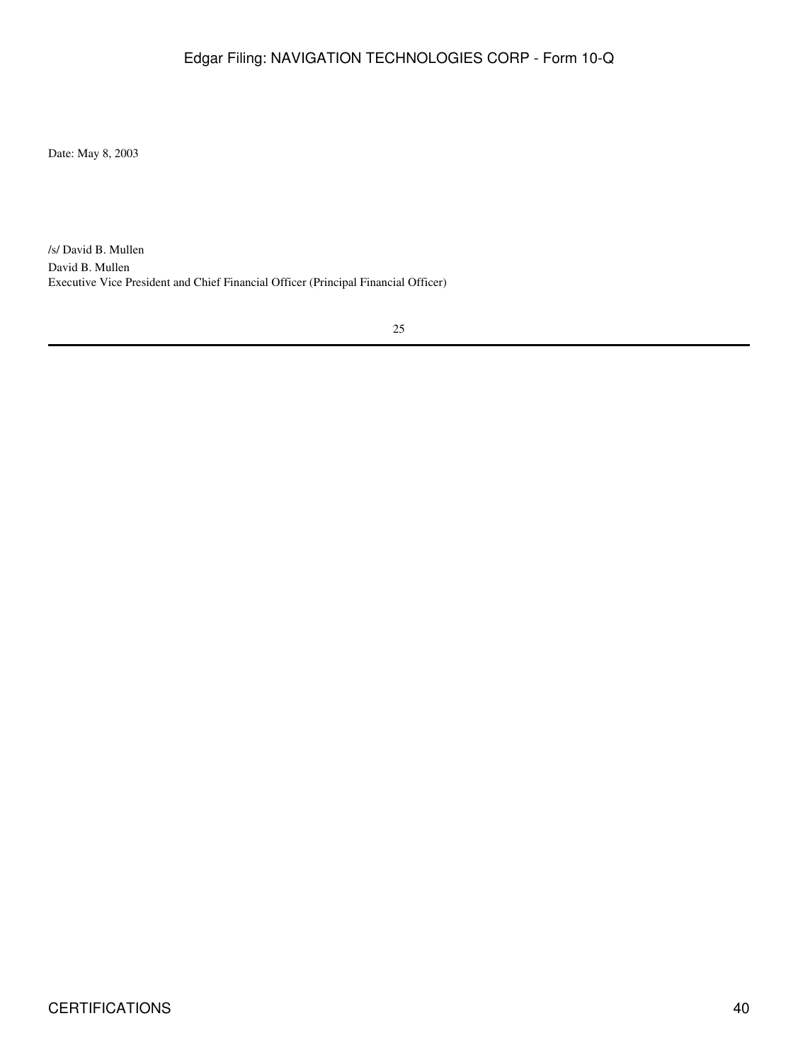Date: May 8, 2003

/s/ David B. Mullen

David B. Mullen

Executive Vice President and Chief Financial Officer (Principal Financial Officer)